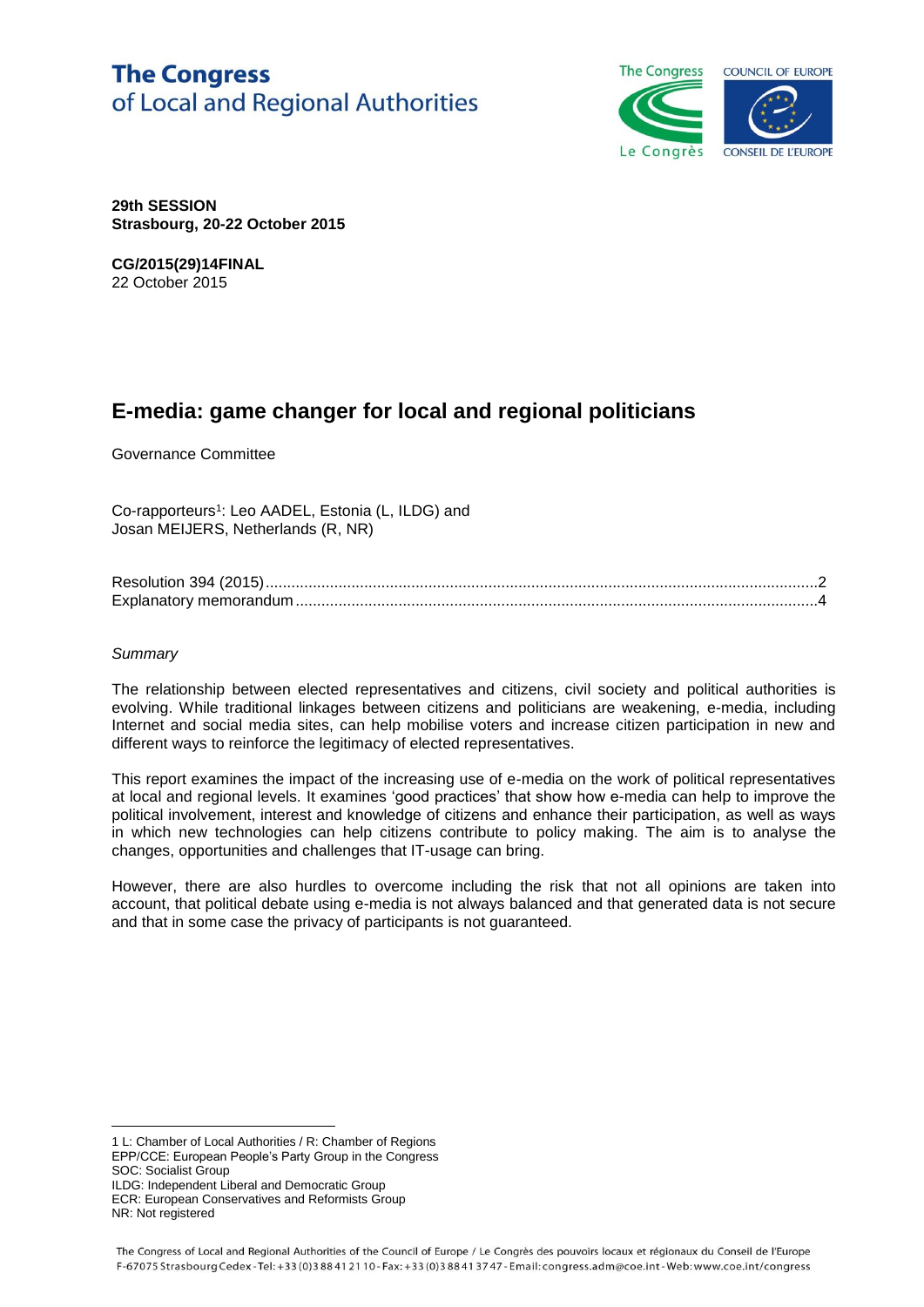**The Congress**
of Local and Regional Authorities

**29th SESSION**
**Strasbourg, 20-22 October 2015**

**CG/2015(29)14FINAL**
22 October 2015

# E-media: game changer for local and regional politicians

Governance Committee

Co-rapporteurs[1]: Leo AADEL, Estonia (L, ILDG) and
Josan MEIJERS, Netherlands (R, NR)

Resolution 394 (2015)....................................................................................................................2
Explanatory memorandum ............................................................................................................4

*Summary*

The relationship between elected representatives and citizens, civil society and political authorities is evolving. While traditional linkages between citizens and politicians are weakening, e-media, including Internet and social media sites, can help mobilise voters and increase citizen participation in new and different ways to reinforce the legitimacy of elected representatives.

This report examines the impact of the increasing use of e-media on the work of political representatives at local and regional levels. It examines 'good practices' that show how e-media can help to improve the political involvement, interest and knowledge of citizens and enhance their participation, as well as ways in which new technologies can help citizens contribute to policy making. The aim is to analyse the changes, opportunities and challenges that IT-usage can bring.

However, there are also hurdles to overcome including the risk that not all opinions are taken into account, that political debate using e-media is not always balanced and that generated data is not secure and that in some case the privacy of participants is not guaranteed.

---

1 L: Chamber of Local Authorities / R: Chamber of Regions
EPP/CCE: European People's Party Group in the Congress
SOC: Socialist Group
ILDG: Independent Liberal and Democratic Group
ECR: European Conservatives and Reformists Group
NR: Not registered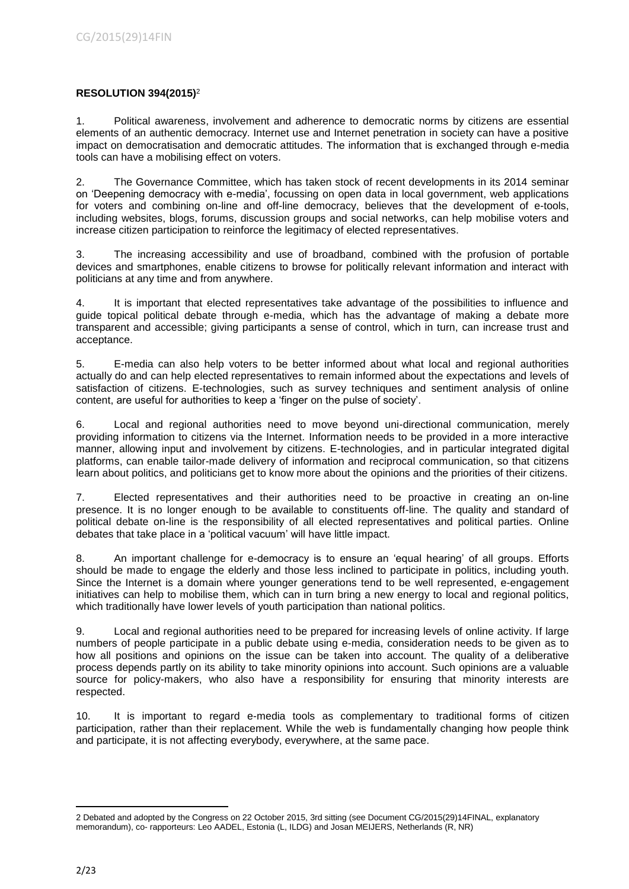**RESOLUTION 394(2015)**[2]

1. Political awareness, involvement and adherence to democratic norms by citizens are essential elements of an authentic democracy. Internet use and Internet penetration in society can have a positive impact on democratisation and democratic attitudes. The information that is exchanged through e-media tools can have a mobilising effect on voters.

2. The Governance Committee, which has taken stock of recent developments in its 2014 seminar on 'Deepening democracy with e-media', focussing on open data in local government, web applications for voters and combining on-line and off-line democracy, believes that the development of e-tools, including websites, blogs, forums, discussion groups and social networks, can help mobilise voters and increase citizen participation to reinforce the legitimacy of elected representatives.

3. The increasing accessibility and use of broadband, combined with the profusion of portable devices and smartphones, enable citizens to browse for politically relevant information and interact with politicians at any time and from anywhere.

4. It is important that elected representatives take advantage of the possibilities to influence and guide topical political debate through e-media, which has the advantage of making a debate more transparent and accessible; giving participants a sense of control, which in turn, can increase trust and acceptance.

5. E-media can also help voters to be better informed about what local and regional authorities actually do and can help elected representatives to remain informed about the expectations and levels of satisfaction of citizens. E-technologies, such as survey techniques and sentiment analysis of online content, are useful for authorities to keep a 'finger on the pulse of society'.

6. Local and regional authorities need to move beyond uni-directional communication, merely providing information to citizens via the Internet. Information needs to be provided in a more interactive manner, allowing input and involvement by citizens. E-technologies, and in particular integrated digital platforms, can enable tailor-made delivery of information and reciprocal communication, so that citizens learn about politics, and politicians get to know more about the opinions and the priorities of their citizens.

7. Elected representatives and their authorities need to be proactive in creating an on-line presence. It is no longer enough to be available to constituents off-line. The quality and standard of political debate on-line is the responsibility of all elected representatives and political parties. Online debates that take place in a 'political vacuum' will have little impact.

8. An important challenge for e-democracy is to ensure an 'equal hearing' of all groups. Efforts should be made to engage the elderly and those less inclined to participate in politics, including youth. Since the Internet is a domain where younger generations tend to be well represented, e-engagement initiatives can help to mobilise them, which can in turn bring a new energy to local and regional politics, which traditionally have lower levels of youth participation than national politics.

9. Local and regional authorities need to be prepared for increasing levels of online activity. If large numbers of people participate in a public debate using e-media, consideration needs to be given as to how all positions and opinions on the issue can be taken into account. The quality of a deliberative process depends partly on its ability to take minority opinions into account. Such opinions are a valuable source for policy-makers, who also have a responsibility for ensuring that minority interests are respected.

10. It is important to regard e-media tools as complementary to traditional forms of citizen participation, rather than their replacement. While the web is fundamentally changing how people think and participate, it is not affecting everybody, everywhere, at the same pace.

---

[2] Debated and adopted by the Congress on 22 October 2015, 3rd sitting (see Document CG/2015(29)14FINAL, explanatory memorandum), co- rapporteurs: Leo AADEL, Estonia (L, ILDG) and Josan MEIJERS, Netherlands (R, NR)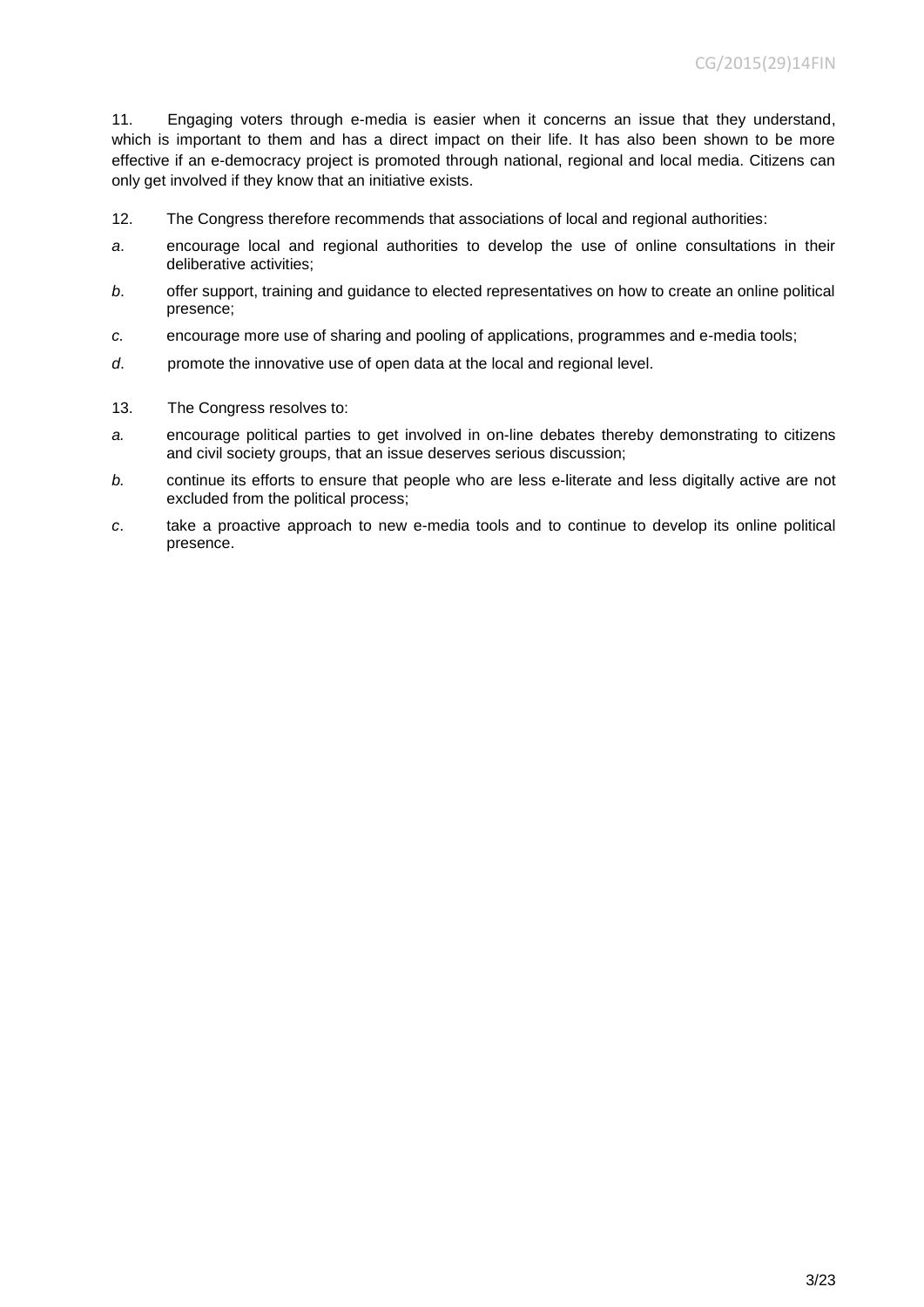11. Engaging voters through e-media is easier when it concerns an issue that they understand, which is important to them and has a direct impact on their life. It has also been shown to be more effective if an e-democracy project is promoted through national, regional and local media. Citizens can only get involved if they know that an initiative exists.

12. The Congress therefore recommends that associations of local and regional authorities:

*a*. encourage local and regional authorities to develop the use of online consultations in their deliberative activities;

*b*. offer support, training and guidance to elected representatives on how to create an online political presence;

*c.* encourage more use of sharing and pooling of applications, programmes and e-media tools;

*d*. promote the innovative use of open data at the local and regional level.

13. The Congress resolves to:

*a.* encourage political parties to get involved in on-line debates thereby demonstrating to citizens and civil society groups, that an issue deserves serious discussion;

*b.* continue its efforts to ensure that people who are less e-literate and less digitally active are not excluded from the political process;

*c*. take a proactive approach to new e-media tools and to continue to develop its online political presence.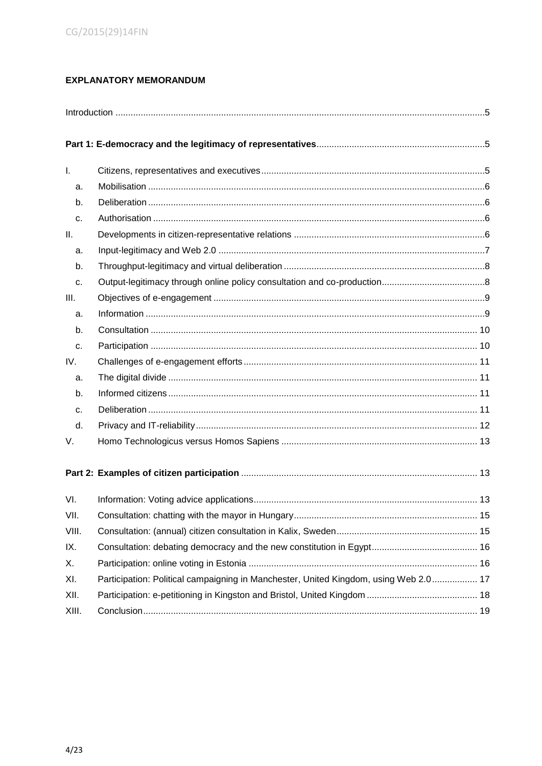## EXPLANATORY MEMORANDUM

Introduction .......... 5

**Part 1: E-democracy and the legitimacy of representatives** .......... 5

I. Citizens, representatives and executives .......... 5
  a. Mobilisation .......... 6
  b. Deliberation .......... 6
  c. Authorisation .......... 6
II. Developments in citizen-representative relations .......... 6
  a. Input-legitimacy and Web 2.0 .......... 7
  b. Throughput-legitimacy and virtual deliberation .......... 8
  c. Output-legitimacy through online policy consultation and co-production .......... 8
III. Objectives of e-engagement .......... 9
  a. Information .......... 9
  b. Consultation .......... 10
  c. Participation .......... 10
IV. Challenges of e-engagement efforts .......... 11
  a. The digital divide .......... 11
  b. Informed citizens .......... 11
  c. Deliberation .......... 11
  d. Privacy and IT-reliability .......... 12
V. Homo Technologicus versus Homos Sapiens .......... 13

**Part 2: Examples of citizen participation** .......... 13

VI. Information: Voting advice applications .......... 13
VII. Consultation: chatting with the mayor in Hungary .......... 15
VIII. Consultation: (annual) citizen consultation in Kalix, Sweden .......... 15
IX. Consultation: debating democracy and the new constitution in Egypt .......... 16
X. Participation: online voting in Estonia .......... 16
XI. Participation: Political campaigning in Manchester, United Kingdom, using Web 2.0 .......... 17
XII. Participation: e-petitioning in Kingston and Bristol, United Kingdom .......... 18
XIII. Conclusion .......... 19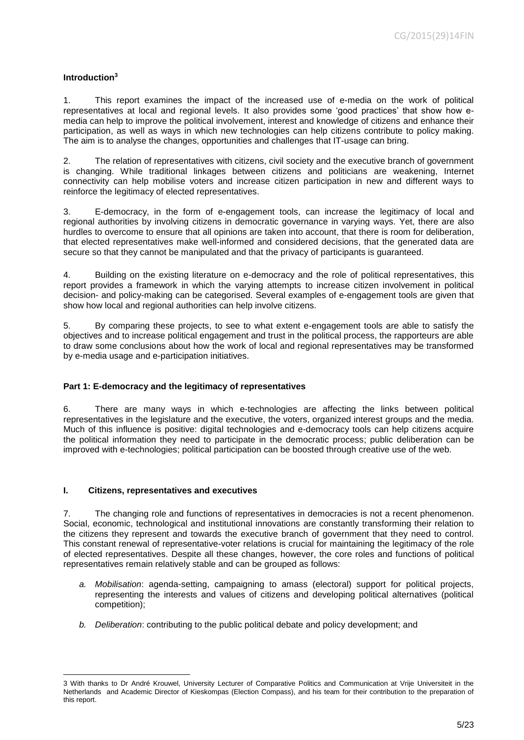**Introduction[3]**

1. This report examines the impact of the increased use of e-media on the work of political representatives at local and regional levels. It also provides some 'good practices' that show how e-media can help to improve the political involvement, interest and knowledge of citizens and enhance their participation, as well as ways in which new technologies can help citizens contribute to policy making. The aim is to analyse the changes, opportunities and challenges that IT-usage can bring.

2. The relation of representatives with citizens, civil society and the executive branch of government is changing. While traditional linkages between citizens and politicians are weakening, Internet connectivity can help mobilise voters and increase citizen participation in new and different ways to reinforce the legitimacy of elected representatives.

3. E-democracy, in the form of e-engagement tools, can increase the legitimacy of local and regional authorities by involving citizens in democratic governance in varying ways. Yet, there are also hurdles to overcome to ensure that all opinions are taken into account, that there is room for deliberation, that elected representatives make well-informed and considered decisions, that the generated data are secure so that they cannot be manipulated and that the privacy of participants is guaranteed.

4. Building on the existing literature on e-democracy and the role of political representatives, this report provides a framework in which the varying attempts to increase citizen involvement in political decision- and policy-making can be categorised. Several examples of e-engagement tools are given that show how local and regional authorities can help involve citizens.

5. By comparing these projects, to see to what extent e-engagement tools are able to satisfy the objectives and to increase political engagement and trust in the political process, the rapporteurs are able to draw some conclusions about how the work of local and regional representatives may be transformed by e-media usage and e-participation initiatives.

## Part 1: E-democracy and the legitimacy of representatives

6. There are many ways in which e-technologies are affecting the links between political representatives in the legislature and the executive, the voters, organized interest groups and the media. Much of this influence is positive: digital technologies and e-democracy tools can help citizens acquire the political information they need to participate in the democratic process; public deliberation can be improved with e-technologies; political participation can be boosted through creative use of the web.

### I. Citizens, representatives and executives

7. The changing role and functions of representatives in democracies is not a recent phenomenon. Social, economic, technological and institutional innovations are constantly transforming their relation to the citizens they represent and towards the executive branch of government that they need to control. This constant renewal of representative-voter relations is crucial for maintaining the legitimacy of the role of elected representatives. Despite all these changes, however, the core roles and functions of political representatives remain relatively stable and can be grouped as follows:

- *a. Mobilisation*: agenda-setting, campaigning to amass (electoral) support for political projects, representing the interests and values of citizens and developing political alternatives (political competition);
- *b. Deliberation*: contributing to the public political debate and policy development; and

---

3 With thanks to Dr André Krouwel, University Lecturer of Comparative Politics and Communication at Vrije Universiteit in the Netherlands and Academic Director of Kieskompas (Election Compass), and his team for their contribution to the preparation of this report.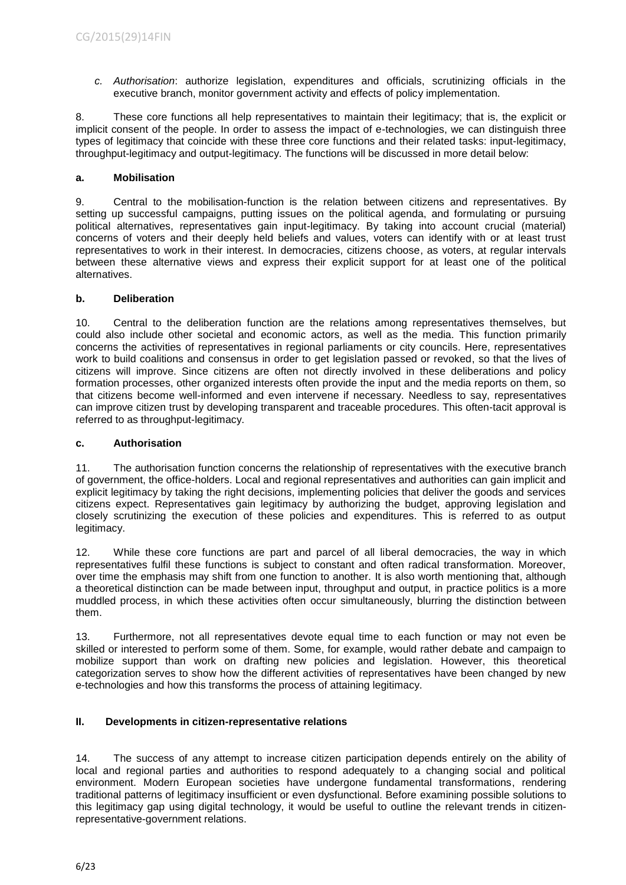c. *Authorisation*: authorize legislation, expenditures and officials, scrutinizing officials in the executive branch, monitor government activity and effects of policy implementation.

8. These core functions all help representatives to maintain their legitimacy; that is, the explicit or implicit consent of the people. In order to assess the impact of e-technologies, we can distinguish three types of legitimacy that coincide with these three core functions and their related tasks: input-legitimacy, throughput-legitimacy and output-legitimacy. The functions will be discussed in more detail below:

### a. Mobilisation

9. Central to the mobilisation-function is the relation between citizens and representatives. By setting up successful campaigns, putting issues on the political agenda, and formulating or pursuing political alternatives, representatives gain input-legitimacy. By taking into account crucial (material) concerns of voters and their deeply held beliefs and values, voters can identify with or at least trust representatives to work in their interest. In democracies, citizens choose, as voters, at regular intervals between these alternative views and express their explicit support for at least one of the political alternatives.

### b. Deliberation

10. Central to the deliberation function are the relations among representatives themselves, but could also include other societal and economic actors, as well as the media. This function primarily concerns the activities of representatives in regional parliaments or city councils. Here, representatives work to build coalitions and consensus in order to get legislation passed or revoked, so that the lives of citizens will improve. Since citizens are often not directly involved in these deliberations and policy formation processes, other organized interests often provide the input and the media reports on them, so that citizens become well-informed and even intervene if necessary. Needless to say, representatives can improve citizen trust by developing transparent and traceable procedures. This often-tacit approval is referred to as throughput-legitimacy.

### c. Authorisation

11. The authorisation function concerns the relationship of representatives with the executive branch of government, the office-holders. Local and regional representatives and authorities can gain implicit and explicit legitimacy by taking the right decisions, implementing policies that deliver the goods and services citizens expect. Representatives gain legitimacy by authorizing the budget, approving legislation and closely scrutinizing the execution of these policies and expenditures. This is referred to as output legitimacy.

12. While these core functions are part and parcel of all liberal democracies, the way in which representatives fulfil these functions is subject to constant and often radical transformation. Moreover, over time the emphasis may shift from one function to another. It is also worth mentioning that, although a theoretical distinction can be made between input, throughput and output, in practice politics is a more muddled process, in which these activities often occur simultaneously, blurring the distinction between them.

13. Furthermore, not all representatives devote equal time to each function or may not even be skilled or interested to perform some of them. Some, for example, would rather debate and campaign to mobilize support than work on drafting new policies and legislation. However, this theoretical categorization serves to show how the different activities of representatives have been changed by new e-technologies and how this transforms the process of attaining legitimacy.

## II. Developments in citizen-representative relations

14. The success of any attempt to increase citizen participation depends entirely on the ability of local and regional parties and authorities to respond adequately to a changing social and political environment. Modern European societies have undergone fundamental transformations, rendering traditional patterns of legitimacy insufficient or even dysfunctional. Before examining possible solutions to this legitimacy gap using digital technology, it would be useful to outline the relevant trends in citizen-representative-government relations.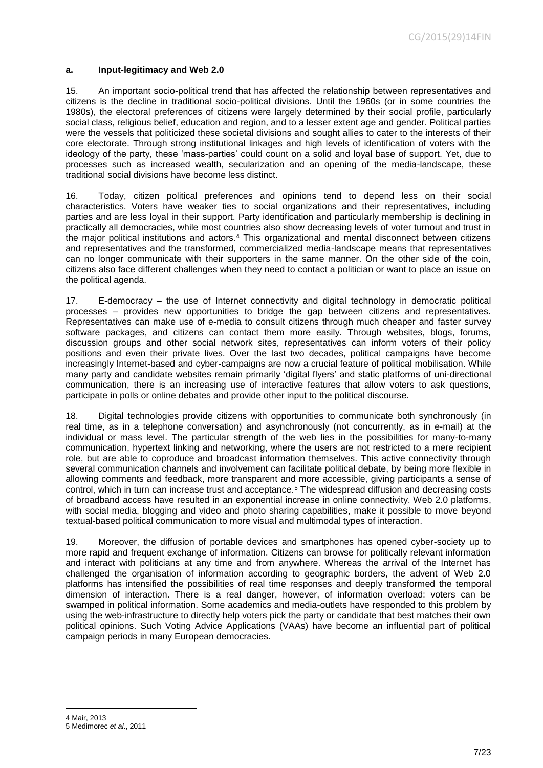### a. Input-legitimacy and Web 2.0

15. An important socio-political trend that has affected the relationship between representatives and citizens is the decline in traditional socio-political divisions. Until the 1960s (or in some countries the 1980s), the electoral preferences of citizens were largely determined by their social profile, particularly social class, religious belief, education and region, and to a lesser extent age and gender. Political parties were the vessels that politicized these societal divisions and sought allies to cater to the interests of their core electorate. Through strong institutional linkages and high levels of identification of voters with the ideology of the party, these 'mass-parties' could count on a solid and loyal base of support. Yet, due to processes such as increased wealth, secularization and an opening of the media-landscape, these traditional social divisions have become less distinct.

16. Today, citizen political preferences and opinions tend to depend less on their social characteristics. Voters have weaker ties to social organizations and their representatives, including parties and are less loyal in their support. Party identification and particularly membership is declining in practically all democracies, while most countries also show decreasing levels of voter turnout and trust in the major political institutions and actors.[4] This organizational and mental disconnect between citizens and representatives and the transformed, commercialized media-landscape means that representatives can no longer communicate with their supporters in the same manner. On the other side of the coin, citizens also face different challenges when they need to contact a politician or want to place an issue on the political agenda.

17. E-democracy – the use of Internet connectivity and digital technology in democratic political processes – provides new opportunities to bridge the gap between citizens and representatives. Representatives can make use of e-media to consult citizens through much cheaper and faster survey software packages, and citizens can contact them more easily. Through websites, blogs, forums, discussion groups and other social network sites, representatives can inform voters of their policy positions and even their private lives. Over the last two decades, political campaigns have become increasingly Internet-based and cyber-campaigns are now a crucial feature of political mobilisation. While many party and candidate websites remain primarily 'digital flyers' and static platforms of uni-directional communication, there is an increasing use of interactive features that allow voters to ask questions, participate in polls or online debates and provide other input to the political discourse.

18. Digital technologies provide citizens with opportunities to communicate both synchronously (in real time, as in a telephone conversation) and asynchronously (not concurrently, as in e-mail) at the individual or mass level. The particular strength of the web lies in the possibilities for many-to-many communication, hypertext linking and networking, where the users are not restricted to a mere recipient role, but are able to coproduce and broadcast information themselves. This active connectivity through several communication channels and involvement can facilitate political debate, by being more flexible in allowing comments and feedback, more transparent and more accessible, giving participants a sense of control, which in turn can increase trust and acceptance.[5] The widespread diffusion and decreasing costs of broadband access have resulted in an exponential increase in online connectivity. Web 2.0 platforms, with social media, blogging and video and photo sharing capabilities, make it possible to move beyond textual-based political communication to more visual and multimodal types of interaction.

19. Moreover, the diffusion of portable devices and smartphones has opened cyber-society up to more rapid and frequent exchange of information. Citizens can browse for politically relevant information and interact with politicians at any time and from anywhere. Whereas the arrival of the Internet has challenged the organisation of information according to geographic borders, the advent of Web 2.0 platforms has intensified the possibilities of real time responses and deeply transformed the temporal dimension of interaction. There is a real danger, however, of information overload: voters can be swamped in political information. Some academics and media-outlets have responded to this problem by using the web-infrastructure to directly help voters pick the party or candidate that best matches their own political opinions. Such Voting Advice Applications (VAAs) have become an influential part of political campaign periods in many European democracies.

---

4 Mair, 2013
5 Medimorec *et al.*, 2011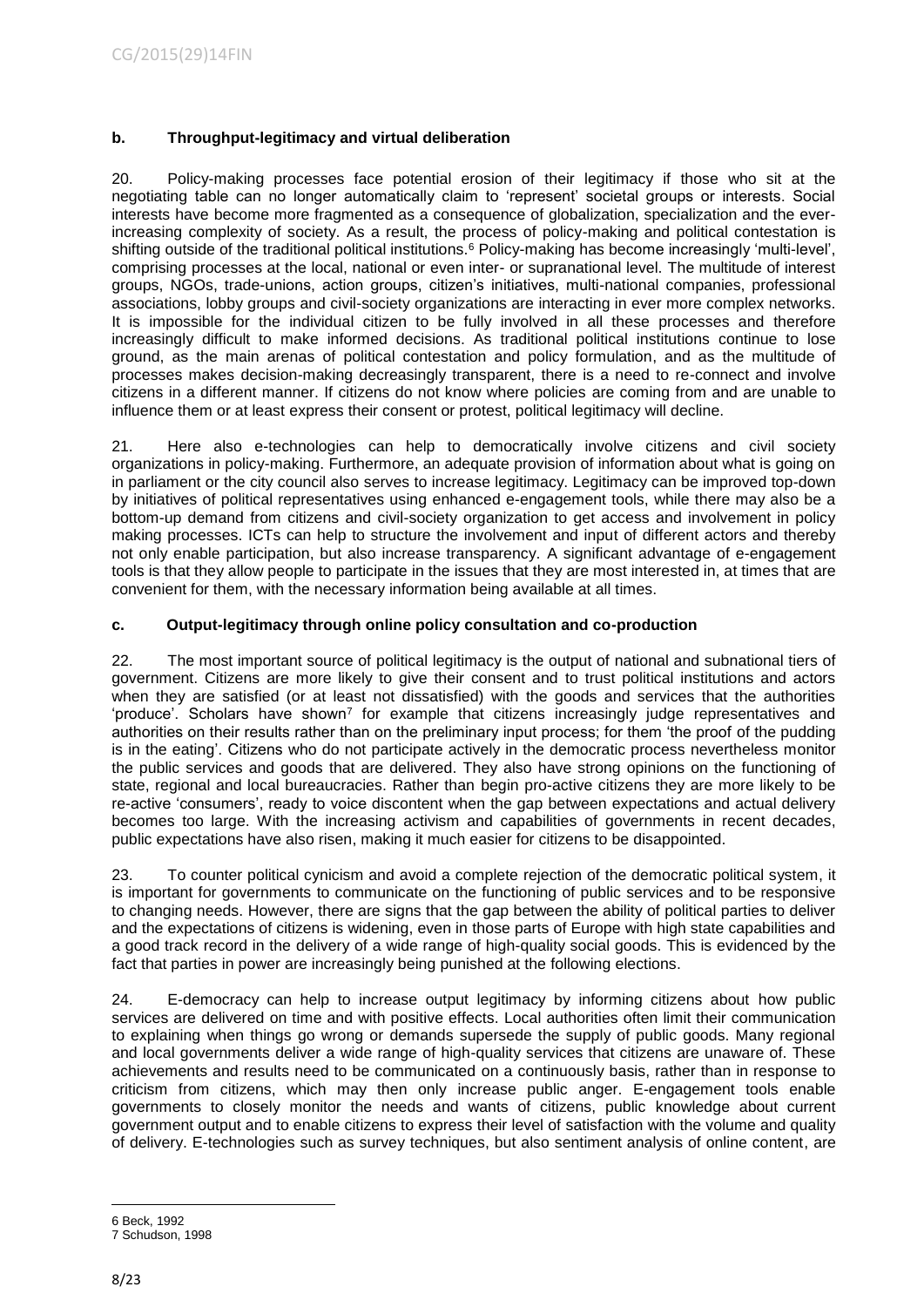### b. Throughput-legitimacy and virtual deliberation

20. Policy-making processes face potential erosion of their legitimacy if those who sit at the negotiating table can no longer automatically claim to 'represent' societal groups or interests. Social interests have become more fragmented as a consequence of globalization, specialization and the ever-increasing complexity of society. As a result, the process of policy-making and political contestation is shifting outside of the traditional political institutions.[6] Policy-making has become increasingly 'multi-level', comprising processes at the local, national or even inter- or supranational level. The multitude of interest groups, NGOs, trade-unions, action groups, citizen's initiatives, multi-national companies, professional associations, lobby groups and civil-society organizations are interacting in ever more complex networks. It is impossible for the individual citizen to be fully involved in all these processes and therefore increasingly difficult to make informed decisions. As traditional political institutions continue to lose ground, as the main arenas of political contestation and policy formulation, and as the multitude of processes makes decision-making decreasingly transparent, there is a need to re-connect and involve citizens in a different manner. If citizens do not know where policies are coming from and are unable to influence them or at least express their consent or protest, political legitimacy will decline.

21. Here also e-technologies can help to democratically involve citizens and civil society organizations in policy-making. Furthermore, an adequate provision of information about what is going on in parliament or the city council also serves to increase legitimacy. Legitimacy can be improved top-down by initiatives of political representatives using enhanced e-engagement tools, while there may also be a bottom-up demand from citizens and civil-society organization to get access and involvement in policy making processes. ICTs can help to structure the involvement and input of different actors and thereby not only enable participation, but also increase transparency. A significant advantage of e-engagement tools is that they allow people to participate in the issues that they are most interested in, at times that are convenient for them, with the necessary information being available at all times.

### c. Output-legitimacy through online policy consultation and co-production

22. The most important source of political legitimacy is the output of national and subnational tiers of government. Citizens are more likely to give their consent and to trust political institutions and actors when they are satisfied (or at least not dissatisfied) with the goods and services that the authorities 'produce'. Scholars have shown[7] for example that citizens increasingly judge representatives and authorities on their results rather than on the preliminary input process; for them 'the proof of the pudding is in the eating'. Citizens who do not participate actively in the democratic process nevertheless monitor the public services and goods that are delivered. They also have strong opinions on the functioning of state, regional and local bureaucracies. Rather than begin pro-active citizens they are more likely to be re-active 'consumers', ready to voice discontent when the gap between expectations and actual delivery becomes too large. With the increasing activism and capabilities of governments in recent decades, public expectations have also risen, making it much easier for citizens to be disappointed.

23. To counter political cynicism and avoid a complete rejection of the democratic political system, it is important for governments to communicate on the functioning of public services and to be responsive to changing needs. However, there are signs that the gap between the ability of political parties to deliver and the expectations of citizens is widening, even in those parts of Europe with high state capabilities and a good track record in the delivery of a wide range of high-quality social goods. This is evidenced by the fact that parties in power are increasingly being punished at the following elections.

24. E-democracy can help to increase output legitimacy by informing citizens about how public services are delivered on time and with positive effects. Local authorities often limit their communication to explaining when things go wrong or demands supersede the supply of public goods. Many regional and local governments deliver a wide range of high-quality services that citizens are unaware of. These achievements and results need to be communicated on a continuously basis, rather than in response to criticism from citizens, which may then only increase public anger. E-engagement tools enable governments to closely monitor the needs and wants of citizens, public knowledge about current government output and to enable citizens to express their level of satisfaction with the volume and quality of delivery. E-technologies such as survey techniques, but also sentiment analysis of online content, are

---

6 Beck, 1992

7 Schudson, 1998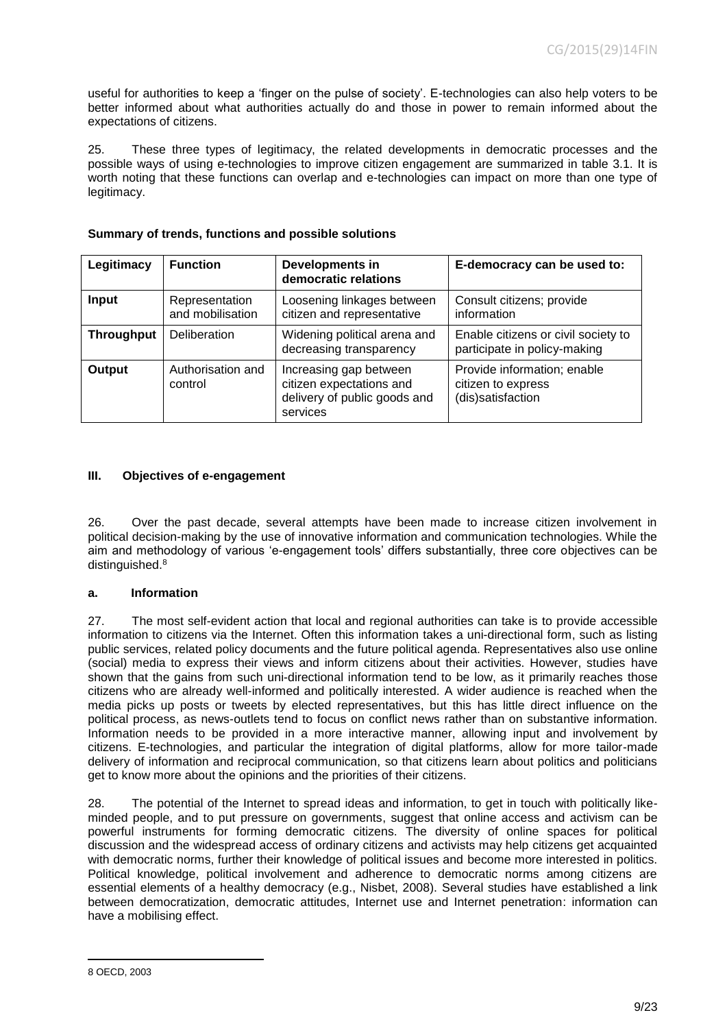useful for authorities to keep a 'finger on the pulse of society'. E-technologies can also help voters to be better informed about what authorities actually do and those in power to remain informed about the expectations of citizens.

25. These three types of legitimacy, the related developments in democratic processes and the possible ways of using e-technologies to improve citizen engagement are summarized in table 3.1. It is worth noting that these functions can overlap and e-technologies can impact on more than one type of legitimacy.

**Summary of trends, functions and possible solutions**

| Legitimacy | Function | Developments in democratic relations | E-democracy can be used to: |
|---|---|---|---|
| **Input** | Representation and mobilisation | Loosening linkages between citizen and representative | Consult citizens; provide information |
| **Throughput** | Deliberation | Widening political arena and decreasing transparency | Enable citizens or civil society to participate in policy-making |
| **Output** | Authorisation and control | Increasing gap between citizen expectations and delivery of public goods and services | Provide information; enable citizen to express (dis)satisfaction |

## III. Objectives of e-engagement

26. Over the past decade, several attempts have been made to increase citizen involvement in political decision-making by the use of innovative information and communication technologies. While the aim and methodology of various 'e-engagement tools' differs substantially, three core objectives can be distinguished.[8]

### a. Information

27. The most self-evident action that local and regional authorities can take is to provide accessible information to citizens via the Internet. Often this information takes a uni-directional form, such as listing public services, related policy documents and the future political agenda. Representatives also use online (social) media to express their views and inform citizens about their activities. However, studies have shown that the gains from such uni-directional information tend to be low, as it primarily reaches those citizens who are already well-informed and politically interested. A wider audience is reached when the media picks up posts or tweets by elected representatives, but this has little direct influence on the political process, as news-outlets tend to focus on conflict news rather than on substantive information. Information needs to be provided in a more interactive manner, allowing input and involvement by citizens. E-technologies, and particular the integration of digital platforms, allow for more tailor-made delivery of information and reciprocal communication, so that citizens learn about politics and politicians get to know more about the opinions and the priorities of their citizens.

28. The potential of the Internet to spread ideas and information, to get in touch with politically like-minded people, and to put pressure on governments, suggest that online access and activism can be powerful instruments for forming democratic citizens. The diversity of online spaces for political discussion and the widespread access of ordinary citizens and activists may help citizens get acquainted with democratic norms, further their knowledge of political issues and become more interested in politics. Political knowledge, political involvement and adherence to democratic norms among citizens are essential elements of a healthy democracy (e.g., Nisbet, 2008). Several studies have established a link between democratization, democratic attitudes, Internet use and Internet penetration: information can have a mobilising effect.

---

8 OECD, 2003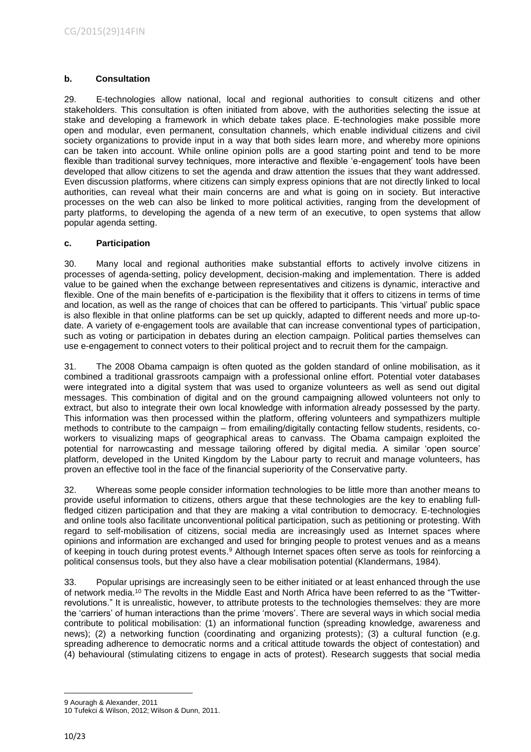### b. Consultation

29. E-technologies allow national, local and regional authorities to consult citizens and other stakeholders. This consultation is often initiated from above, with the authorities selecting the issue at stake and developing a framework in which debate takes place. E-technologies make possible more open and modular, even permanent, consultation channels, which enable individual citizens and civil society organizations to provide input in a way that both sides learn more, and whereby more opinions can be taken into account. While online opinion polls are a good starting point and tend to be more flexible than traditional survey techniques, more interactive and flexible 'e-engagement' tools have been developed that allow citizens to set the agenda and draw attention the issues that they want addressed. Even discussion platforms, where citizens can simply express opinions that are not directly linked to local authorities, can reveal what their main concerns are and what is going on in society. But interactive processes on the web can also be linked to more political activities, ranging from the development of party platforms, to developing the agenda of a new term of an executive, to open systems that allow popular agenda setting.

### c. Participation

30. Many local and regional authorities make substantial efforts to actively involve citizens in processes of agenda-setting, policy development, decision-making and implementation. There is added value to be gained when the exchange between representatives and citizens is dynamic, interactive and flexible. One of the main benefits of e-participation is the flexibility that it offers to citizens in terms of time and location, as well as the range of choices that can be offered to participants. This 'virtual' public space is also flexible in that online platforms can be set up quickly, adapted to different needs and more up-to-date. A variety of e-engagement tools are available that can increase conventional types of participation, such as voting or participation in debates during an election campaign. Political parties themselves can use e-engagement to connect voters to their political project and to recruit them for the campaign.

31. The 2008 Obama campaign is often quoted as the golden standard of online mobilisation, as it combined a traditional grassroots campaign with a professional online effort. Potential voter databases were integrated into a digital system that was used to organize volunteers as well as send out digital messages. This combination of digital and on the ground campaigning allowed volunteers not only to extract, but also to integrate their own local knowledge with information already possessed by the party. This information was then processed within the platform, offering volunteers and sympathizers multiple methods to contribute to the campaign – from emailing/digitally contacting fellow students, residents, co-workers to visualizing maps of geographical areas to canvass. The Obama campaign exploited the potential for narrowcasting and message tailoring offered by digital media. A similar 'open source' platform, developed in the United Kingdom by the Labour party to recruit and manage volunteers, has proven an effective tool in the face of the financial superiority of the Conservative party.

32. Whereas some people consider information technologies to be little more than another means to provide useful information to citizens, others argue that these technologies are the key to enabling full-fledged citizen participation and that they are making a vital contribution to democracy. E-technologies and online tools also facilitate unconventional political participation, such as petitioning or protesting. With regard to self-mobilisation of citizens, social media are increasingly used as Internet spaces where opinions and information are exchanged and used for bringing people to protest venues and as a means of keeping in touch during protest events.[9] Although Internet spaces often serve as tools for reinforcing a political consensus tools, but they also have a clear mobilisation potential (Klandermans, 1984).

33. Popular uprisings are increasingly seen to be either initiated or at least enhanced through the use of network media.[10] The revolts in the Middle East and North Africa have been referred to as the "Twitter-revolutions." It is unrealistic, however, to attribute protests to the technologies themselves: they are more the 'carriers' of human interactions than the prime 'movers'. There are several ways in which social media contribute to political mobilisation: (1) an informational function (spreading knowledge, awareness and news); (2) a networking function (coordinating and organizing protests); (3) a cultural function (e.g. spreading adherence to democratic norms and a critical attitude towards the object of contestation) and (4) behavioural (stimulating citizens to engage in acts of protest). Research suggests that social media

---

9 Aouragh & Alexander, 2011

10 Tufekci & Wilson, 2012; Wilson & Dunn, 2011.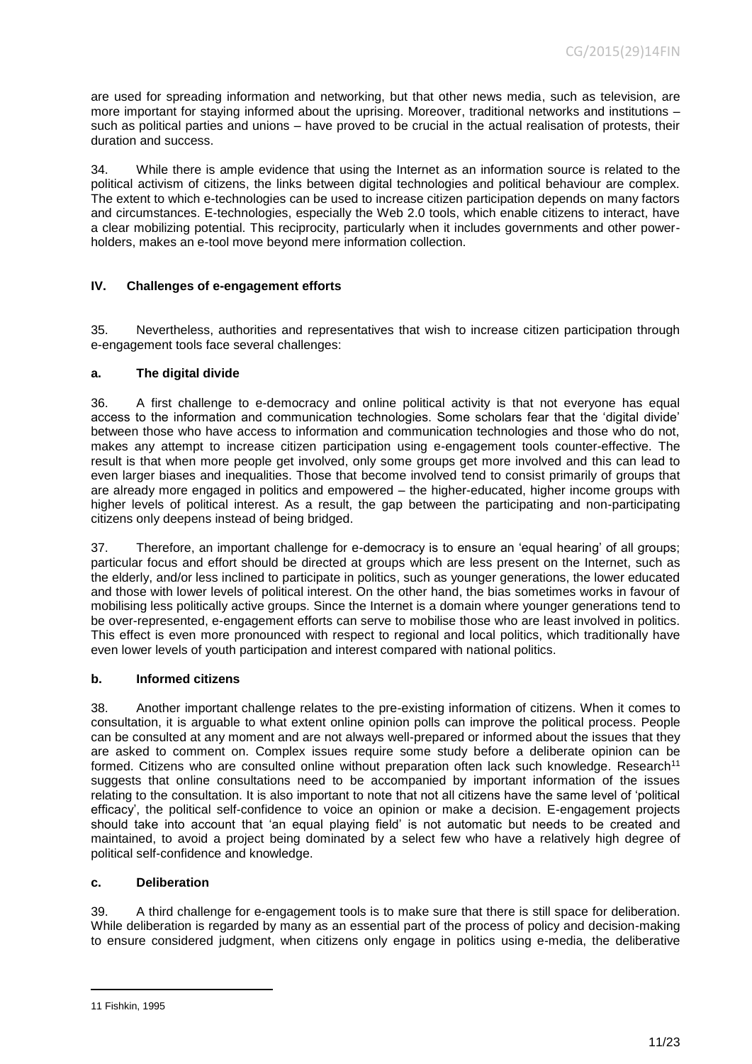are used for spreading information and networking, but that other news media, such as television, are more important for staying informed about the uprising. Moreover, traditional networks and institutions – such as political parties and unions – have proved to be crucial in the actual realisation of protests, their duration and success.

34. While there is ample evidence that using the Internet as an information source is related to the political activism of citizens, the links between digital technologies and political behaviour are complex. The extent to which e-technologies can be used to increase citizen participation depends on many factors and circumstances. E-technologies, especially the Web 2.0 tools, which enable citizens to interact, have a clear mobilizing potential. This reciprocity, particularly when it includes governments and other power-holders, makes an e-tool move beyond mere information collection.

## IV. Challenges of e-engagement efforts

35. Nevertheless, authorities and representatives that wish to increase citizen participation through e-engagement tools face several challenges:

### a. The digital divide

36. A first challenge to e-democracy and online political activity is that not everyone has equal access to the information and communication technologies. Some scholars fear that the 'digital divide' between those who have access to information and communication technologies and those who do not, makes any attempt to increase citizen participation using e-engagement tools counter-effective. The result is that when more people get involved, only some groups get more involved and this can lead to even larger biases and inequalities. Those that become involved tend to consist primarily of groups that are already more engaged in politics and empowered – the higher-educated, higher income groups with higher levels of political interest. As a result, the gap between the participating and non-participating citizens only deepens instead of being bridged.

37. Therefore, an important challenge for e-democracy is to ensure an 'equal hearing' of all groups; particular focus and effort should be directed at groups which are less present on the Internet, such as the elderly, and/or less inclined to participate in politics, such as younger generations, the lower educated and those with lower levels of political interest. On the other hand, the bias sometimes works in favour of mobilising less politically active groups. Since the Internet is a domain where younger generations tend to be over-represented, e-engagement efforts can serve to mobilise those who are least involved in politics. This effect is even more pronounced with respect to regional and local politics, which traditionally have even lower levels of youth participation and interest compared with national politics.

### b. Informed citizens

38. Another important challenge relates to the pre-existing information of citizens. When it comes to consultation, it is arguable to what extent online opinion polls can improve the political process. People can be consulted at any moment and are not always well-prepared or informed about the issues that they are asked to comment on. Complex issues require some study before a deliberate opinion can be formed. Citizens who are consulted online without preparation often lack such knowledge. Research[11] suggests that online consultations need to be accompanied by important information of the issues relating to the consultation. It is also important to note that not all citizens have the same level of 'political efficacy', the political self-confidence to voice an opinion or make a decision. E-engagement projects should take into account that 'an equal playing field' is not automatic but needs to be created and maintained, to avoid a project being dominated by a select few who have a relatively high degree of political self-confidence and knowledge.

### c. Deliberation

39. A third challenge for e-engagement tools is to make sure that there is still space for deliberation. While deliberation is regarded by many as an essential part of the process of policy and decision-making to ensure considered judgment, when citizens only engage in politics using e-media, the deliberative

---

11 Fishkin, 1995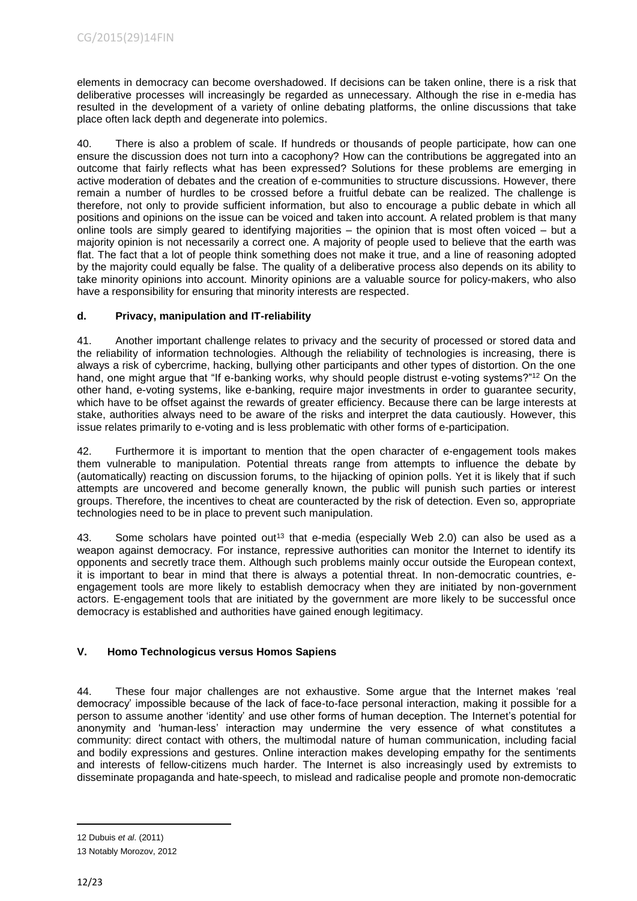elements in democracy can become overshadowed. If decisions can be taken online, there is a risk that deliberative processes will increasingly be regarded as unnecessary. Although the rise in e-media has resulted in the development of a variety of online debating platforms, the online discussions that take place often lack depth and degenerate into polemics.

40. There is also a problem of scale. If hundreds or thousands of people participate, how can one ensure the discussion does not turn into a cacophony? How can the contributions be aggregated into an outcome that fairly reflects what has been expressed? Solutions for these problems are emerging in active moderation of debates and the creation of e-communities to structure discussions. However, there remain a number of hurdles to be crossed before a fruitful debate can be realized. The challenge is therefore, not only to provide sufficient information, but also to encourage a public debate in which all positions and opinions on the issue can be voiced and taken into account. A related problem is that many online tools are simply geared to identifying majorities – the opinion that is most often voiced – but a majority opinion is not necessarily a correct one. A majority of people used to believe that the earth was flat. The fact that a lot of people think something does not make it true, and a line of reasoning adopted by the majority could equally be false. The quality of a deliberative process also depends on its ability to take minority opinions into account. Minority opinions are a valuable source for policy-makers, who also have a responsibility for ensuring that minority interests are respected.

### d. Privacy, manipulation and IT-reliability

41. Another important challenge relates to privacy and the security of processed or stored data and the reliability of information technologies. Although the reliability of technologies is increasing, there is always a risk of cybercrime, hacking, bullying other participants and other types of distortion. On the one hand, one might argue that "If e-banking works, why should people distrust e-voting systems?"[12] On the other hand, e-voting systems, like e-banking, require major investments in order to guarantee security, which have to be offset against the rewards of greater efficiency. Because there can be large interests at stake, authorities always need to be aware of the risks and interpret the data cautiously. However, this issue relates primarily to e-voting and is less problematic with other forms of e-participation.

42. Furthermore it is important to mention that the open character of e-engagement tools makes them vulnerable to manipulation. Potential threats range from attempts to influence the debate by (automatically) reacting on discussion forums, to the hijacking of opinion polls. Yet it is likely that if such attempts are uncovered and become generally known, the public will punish such parties or interest groups. Therefore, the incentives to cheat are counteracted by the risk of detection. Even so, appropriate technologies need to be in place to prevent such manipulation.

43. Some scholars have pointed out[13] that e-media (especially Web 2.0) can also be used as a weapon against democracy. For instance, repressive authorities can monitor the Internet to identify its opponents and secretly trace them. Although such problems mainly occur outside the European context, it is important to bear in mind that there is always a potential threat. In non-democratic countries, e-engagement tools are more likely to establish democracy when they are initiated by non-government actors. E-engagement tools that are initiated by the government are more likely to be successful once democracy is established and authorities have gained enough legitimacy.

## V. Homo Technologicus versus Homos Sapiens

44. These four major challenges are not exhaustive. Some argue that the Internet makes 'real democracy' impossible because of the lack of face-to-face personal interaction, making it possible for a person to assume another 'identity' and use other forms of human deception. The Internet's potential for anonymity and 'human-less' interaction may undermine the very essence of what constitutes a community: direct contact with others, the multimodal nature of human communication, including facial and bodily expressions and gestures. Online interaction makes developing empathy for the sentiments and interests of fellow-citizens much harder. The Internet is also increasingly used by extremists to disseminate propaganda and hate-speech, to mislead and radicalise people and promote non-democratic

---

12 Dubuis *et al*. (2011)

13 Notably Morozov, 2012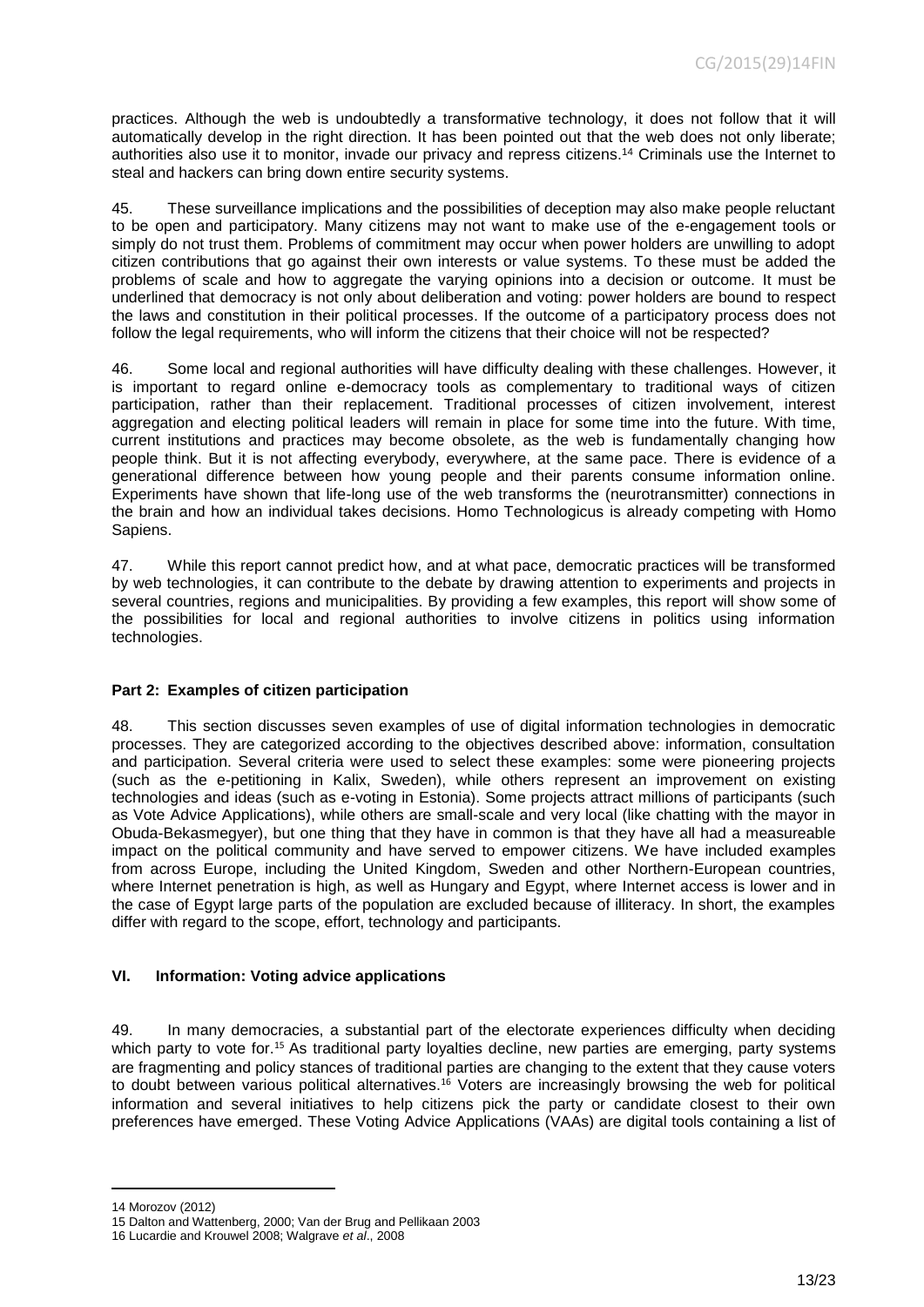practices. Although the web is undoubtedly a transformative technology, it does not follow that it will automatically develop in the right direction. It has been pointed out that the web does not only liberate; authorities also use it to monitor, invade our privacy and repress citizens.[14] Criminals use the Internet to steal and hackers can bring down entire security systems.

45. These surveillance implications and the possibilities of deception may also make people reluctant to be open and participatory. Many citizens may not want to make use of the e-engagement tools or simply do not trust them. Problems of commitment may occur when power holders are unwilling to adopt citizen contributions that go against their own interests or value systems. To these must be added the problems of scale and how to aggregate the varying opinions into a decision or outcome. It must be underlined that democracy is not only about deliberation and voting: power holders are bound to respect the laws and constitution in their political processes. If the outcome of a participatory process does not follow the legal requirements, who will inform the citizens that their choice will not be respected?

46. Some local and regional authorities will have difficulty dealing with these challenges. However, it is important to regard online e-democracy tools as complementary to traditional ways of citizen participation, rather than their replacement. Traditional processes of citizen involvement, interest aggregation and electing political leaders will remain in place for some time into the future. With time, current institutions and practices may become obsolete, as the web is fundamentally changing how people think. But it is not affecting everybody, everywhere, at the same pace. There is evidence of a generational difference between how young people and their parents consume information online. Experiments have shown that life-long use of the web transforms the (neurotransmitter) connections in the brain and how an individual takes decisions. Homo Technologicus is already competing with Homo Sapiens.

47. While this report cannot predict how, and at what pace, democratic practices will be transformed by web technologies, it can contribute to the debate by drawing attention to experiments and projects in several countries, regions and municipalities. By providing a few examples, this report will show some of the possibilities for local and regional authorities to involve citizens in politics using information technologies.

## Part 2: Examples of citizen participation

48. This section discusses seven examples of use of digital information technologies in democratic processes. They are categorized according to the objectives described above: information, consultation and participation. Several criteria were used to select these examples: some were pioneering projects (such as the e-petitioning in Kalix, Sweden), while others represent an improvement on existing technologies and ideas (such as e-voting in Estonia). Some projects attract millions of participants (such as Vote Advice Applications), while others are small-scale and very local (like chatting with the mayor in Obuda-Bekasmegyer), but one thing that they have in common is that they have all had a measureable impact on the political community and have served to empower citizens. We have included examples from across Europe, including the United Kingdom, Sweden and other Northern-European countries, where Internet penetration is high, as well as Hungary and Egypt, where Internet access is lower and in the case of Egypt large parts of the population are excluded because of illiteracy. In short, the examples differ with regard to the scope, effort, technology and participants.

## VI. Information: Voting advice applications

49. In many democracies, a substantial part of the electorate experiences difficulty when deciding which party to vote for.[15] As traditional party loyalties decline, new parties are emerging, party systems are fragmenting and policy stances of traditional parties are changing to the extent that they cause voters to doubt between various political alternatives.[16] Voters are increasingly browsing the web for political information and several initiatives to help citizens pick the party or candidate closest to their own preferences have emerged. These Voting Advice Applications (VAAs) are digital tools containing a list of

---

14 Morozov (2012)

15 Dalton and Wattenberg, 2000; Van der Brug and Pellikaan 2003

16 Lucardie and Krouwel 2008; Walgrave *et al*., 2008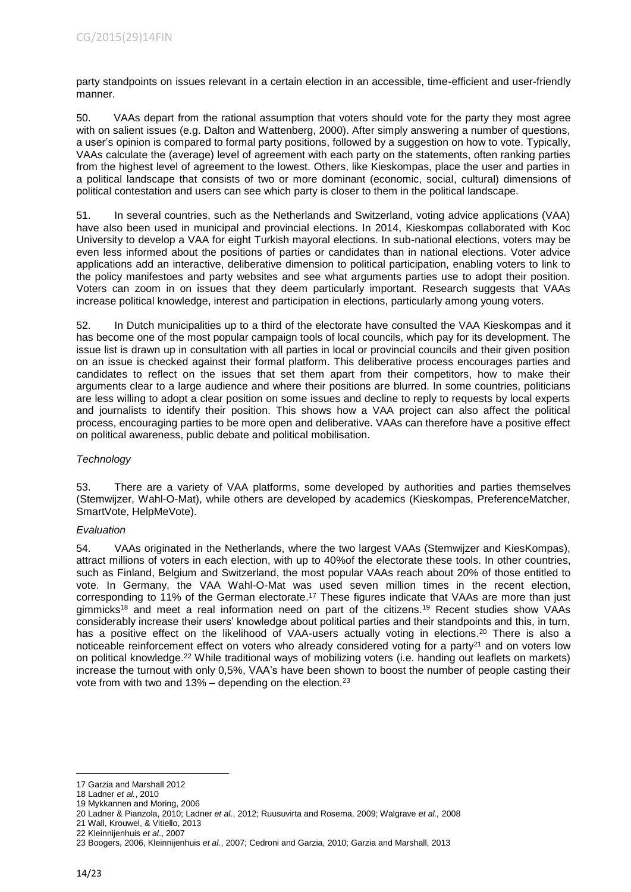party standpoints on issues relevant in a certain election in an accessible, time-efficient and user-friendly manner.

50. VAAs depart from the rational assumption that voters should vote for the party they most agree with on salient issues (e.g. Dalton and Wattenberg, 2000). After simply answering a number of questions, a user's opinion is compared to formal party positions, followed by a suggestion on how to vote. Typically, VAAs calculate the (average) level of agreement with each party on the statements, often ranking parties from the highest level of agreement to the lowest. Others, like Kieskompas, place the user and parties in a political landscape that consists of two or more dominant (economic, social, cultural) dimensions of political contestation and users can see which party is closer to them in the political landscape.

51. In several countries, such as the Netherlands and Switzerland, voting advice applications (VAA) have also been used in municipal and provincial elections. In 2014, Kieskompas collaborated with Koc University to develop a VAA for eight Turkish mayoral elections. In sub-national elections, voters may be even less informed about the positions of parties or candidates than in national elections. Voter advice applications add an interactive, deliberative dimension to political participation, enabling voters to link to the policy manifestoes and party websites and see what arguments parties use to adopt their position. Voters can zoom in on issues that they deem particularly important. Research suggests that VAAs increase political knowledge, interest and participation in elections, particularly among young voters.

52. In Dutch municipalities up to a third of the electorate have consulted the VAA Kieskompas and it has become one of the most popular campaign tools of local councils, which pay for its development. The issue list is drawn up in consultation with all parties in local or provincial councils and their given position on an issue is checked against their formal platform. This deliberative process encourages parties and candidates to reflect on the issues that set them apart from their competitors, how to make their arguments clear to a large audience and where their positions are blurred. In some countries, politicians are less willing to adopt a clear position on some issues and decline to reply to requests by local experts and journalists to identify their position. This shows how a VAA project can also affect the political process, encouraging parties to be more open and deliberative. VAAs can therefore have a positive effect on political awareness, public debate and political mobilisation.

*Technology*

53. There are a variety of VAA platforms, some developed by authorities and parties themselves (Stemwijzer, Wahl-O-Mat), while others are developed by academics (Kieskompas, PreferenceMatcher, SmartVote, HelpMeVote).

*Evaluation*

54. VAAs originated in the Netherlands, where the two largest VAAs (Stemwijzer and KiesKompas), attract millions of voters in each election, with up to 40%of the electorate these tools. In other countries, such as Finland, Belgium and Switzerland, the most popular VAAs reach about 20% of those entitled to vote. In Germany, the VAA Wahl-O-Mat was used seven million times in the recent election, corresponding to 11% of the German electorate.[17] These figures indicate that VAAs are more than just gimmicks[18] and meet a real information need on part of the citizens.[19] Recent studies show VAAs considerably increase their users' knowledge about political parties and their standpoints and this, in turn, has a positive effect on the likelihood of VAA-users actually voting in elections.[20] There is also a noticeable reinforcement effect on voters who already considered voting for a party[21] and on voters low on political knowledge.[22] While traditional ways of mobilizing voters (i.e. handing out leaflets on markets) increase the turnout with only 0,5%, VAA's have been shown to boost the number of people casting their vote from with two and 13% – depending on the election.[23]

---

17 Garzia and Marshall 2012

18 Ladner *et al.*, 2010

19 Mykkannen and Moring, 2006

20 Ladner & Pianzola, 2010; Ladner *et al*., 2012; Ruusuvirta and Rosema, 2009; Walgrave *et al.,* 2008

21 Wall, Krouwel, & Vitiello, 2013

22 Kleinnijenhuis *et al*., 2007

23 Boogers, 2006, Kleinnijenhuis *et al*., 2007; Cedroni and Garzia, 2010; Garzia and Marshall, 2013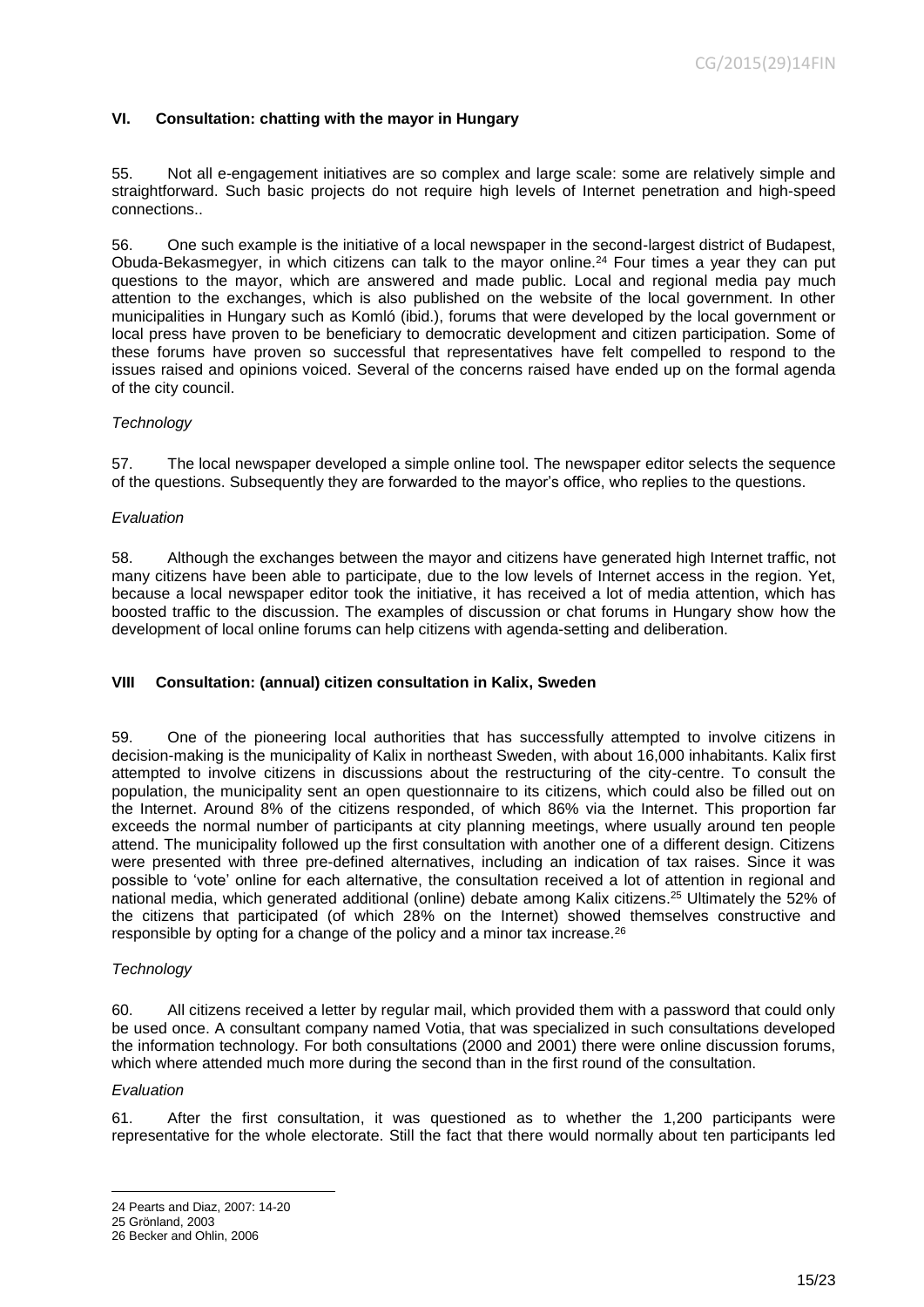## VI. Consultation: chatting with the mayor in Hungary

55. Not all e-engagement initiatives are so complex and large scale: some are relatively simple and straightforward. Such basic projects do not require high levels of Internet penetration and high-speed connections..

56. One such example is the initiative of a local newspaper in the second-largest district of Budapest, Obuda-Bekasmegyer, in which citizens can talk to the mayor online.[24] Four times a year they can put questions to the mayor, which are answered and made public. Local and regional media pay much attention to the exchanges, which is also published on the website of the local government. In other municipalities in Hungary such as Komló (ibid.), forums that were developed by the local government or local press have proven to be beneficiary to democratic development and citizen participation. Some of these forums have proven so successful that representatives have felt compelled to respond to the issues raised and opinions voiced. Several of the concerns raised have ended up on the formal agenda of the city council.

*Technology*

57. The local newspaper developed a simple online tool. The newspaper editor selects the sequence of the questions. Subsequently they are forwarded to the mayor's office, who replies to the questions.

*Evaluation*

58. Although the exchanges between the mayor and citizens have generated high Internet traffic, not many citizens have been able to participate, due to the low levels of Internet access in the region. Yet, because a local newspaper editor took the initiative, it has received a lot of media attention, which has boosted traffic to the discussion. The examples of discussion or chat forums in Hungary show how the development of local online forums can help citizens with agenda-setting and deliberation.

## VIII Consultation: (annual) citizen consultation in Kalix, Sweden

59. One of the pioneering local authorities that has successfully attempted to involve citizens in decision-making is the municipality of Kalix in northeast Sweden, with about 16,000 inhabitants. Kalix first attempted to involve citizens in discussions about the restructuring of the city-centre. To consult the population, the municipality sent an open questionnaire to its citizens, which could also be filled out on the Internet. Around 8% of the citizens responded, of which 86% via the Internet. This proportion far exceeds the normal number of participants at city planning meetings, where usually around ten people attend. The municipality followed up the first consultation with another one of a different design. Citizens were presented with three pre-defined alternatives, including an indication of tax raises. Since it was possible to 'vote' online for each alternative, the consultation received a lot of attention in regional and national media, which generated additional (online) debate among Kalix citizens.[25] Ultimately the 52% of the citizens that participated (of which 28% on the Internet) showed themselves constructive and responsible by opting for a change of the policy and a minor tax increase.[26]

*Technology*

60. All citizens received a letter by regular mail, which provided them with a password that could only be used once. A consultant company named Votia, that was specialized in such consultations developed the information technology. For both consultations (2000 and 2001) there were online discussion forums, which where attended much more during the second than in the first round of the consultation.

*Evaluation*

61. After the first consultation, it was questioned as to whether the 1,200 participants were representative for the whole electorate. Still the fact that there would normally about ten participants led

---

24 Pearts and Diaz, 2007: 14-20

25 Grönland, 2003

26 Becker and Ohlin, 2006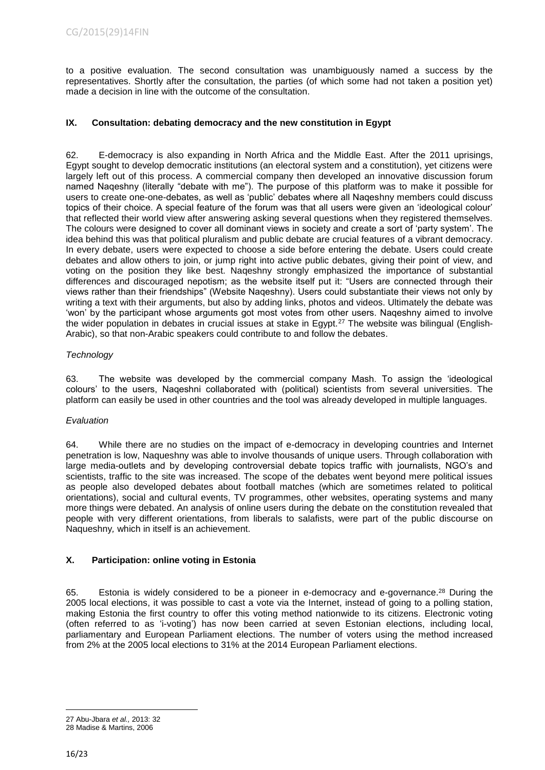to a positive evaluation. The second consultation was unambiguously named a success by the representatives. Shortly after the consultation, the parties (of which some had not taken a position yet) made a decision in line with the outcome of the consultation.

## IX. Consultation: debating democracy and the new constitution in Egypt

62. E-democracy is also expanding in North Africa and the Middle East. After the 2011 uprisings, Egypt sought to develop democratic institutions (an electoral system and a constitution), yet citizens were largely left out of this process. A commercial company then developed an innovative discussion forum named Naqeshny (literally "debate with me"). The purpose of this platform was to make it possible for users to create one-one-debates, as well as 'public' debates where all Naqeshny members could discuss topics of their choice. A special feature of the forum was that all users were given an 'ideological colour' that reflected their world view after answering asking several questions when they registered themselves. The colours were designed to cover all dominant views in society and create a sort of 'party system'. The idea behind this was that political pluralism and public debate are crucial features of a vibrant democracy. In every debate, users were expected to choose a side before entering the debate. Users could create debates and allow others to join, or jump right into active public debates, giving their point of view, and voting on the position they like best. Naqeshny strongly emphasized the importance of substantial differences and discouraged nepotism; as the website itself put it: "Users are connected through their views rather than their friendships" (Website Naqeshny). Users could substantiate their views not only by writing a text with their arguments, but also by adding links, photos and videos. Ultimately the debate was 'won' by the participant whose arguments got most votes from other users. Naqeshny aimed to involve the wider population in debates in crucial issues at stake in Egypt.[27] The website was bilingual (English-Arabic), so that non-Arabic speakers could contribute to and follow the debates.

*Technology*

63. The website was developed by the commercial company Mash. To assign the 'ideological colours' to the users, Naqeshni collaborated with (political) scientists from several universities. The platform can easily be used in other countries and the tool was already developed in multiple languages.

*Evaluation*

64. While there are no studies on the impact of e-democracy in developing countries and Internet penetration is low, Naqueshny was able to involve thousands of unique users. Through collaboration with large media-outlets and by developing controversial debate topics traffic with journalists, NGO's and scientists, traffic to the site was increased. The scope of the debates went beyond mere political issues as people also developed debates about football matches (which are sometimes related to political orientations), social and cultural events, TV programmes, other websites, operating systems and many more things were debated. An analysis of online users during the debate on the constitution revealed that people with very different orientations, from liberals to salafists, were part of the public discourse on Naqueshny*,* which in itself is an achievement.

## X. Participation: online voting in Estonia

65. Estonia is widely considered to be a pioneer in e-democracy and e-governance.[28] During the 2005 local elections, it was possible to cast a vote via the Internet, instead of going to a polling station, making Estonia the first country to offer this voting method nationwide to its citizens. Electronic voting (often referred to as 'i-voting') has now been carried at seven Estonian elections, including local, parliamentary and European Parliament elections. The number of voters using the method increased from 2% at the 2005 local elections to 31% at the 2014 European Parliament elections.

---

27 Abu-Jbara *et al.,* 2013: 32

28 Madise & Martins, 2006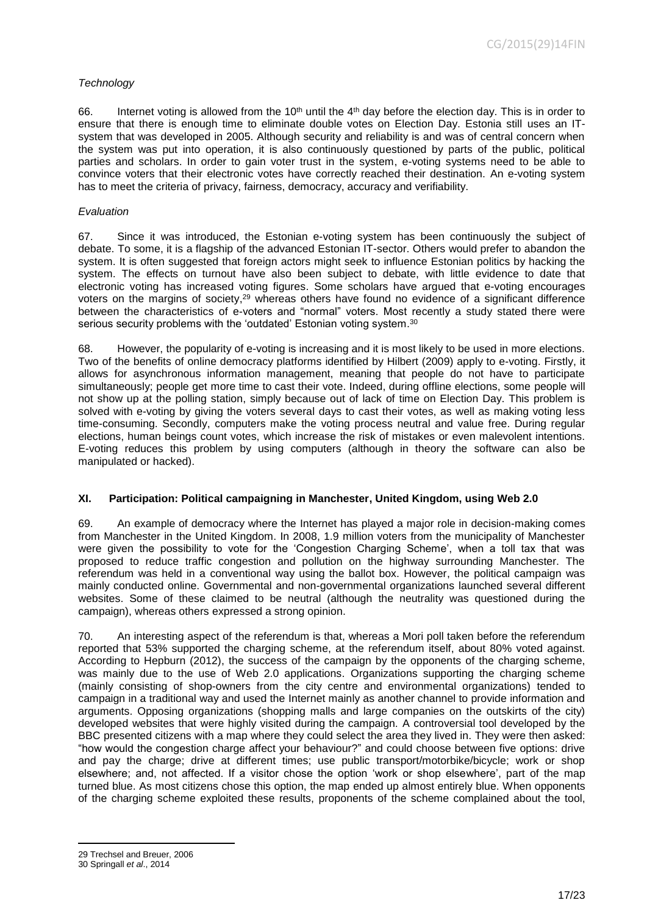*Technology*

66. Internet voting is allowed from the 10th until the 4th day before the election day. This is in order to ensure that there is enough time to eliminate double votes on Election Day. Estonia still uses an IT-system that was developed in 2005. Although security and reliability is and was of central concern when the system was put into operation, it is also continuously questioned by parts of the public, political parties and scholars. In order to gain voter trust in the system, e-voting systems need to be able to convince voters that their electronic votes have correctly reached their destination. An e-voting system has to meet the criteria of privacy, fairness, democracy, accuracy and verifiability.

*Evaluation*

67. Since it was introduced, the Estonian e-voting system has been continuously the subject of debate. To some, it is a flagship of the advanced Estonian IT-sector. Others would prefer to abandon the system. It is often suggested that foreign actors might seek to influence Estonian politics by hacking the system. The effects on turnout have also been subject to debate, with little evidence to date that electronic voting has increased voting figures. Some scholars have argued that e-voting encourages voters on the margins of society,[29] whereas others have found no evidence of a significant difference between the characteristics of e-voters and "normal" voters. Most recently a study stated there were serious security problems with the 'outdated' Estonian voting system.[30]

68. However, the popularity of e-voting is increasing and it is most likely to be used in more elections. Two of the benefits of online democracy platforms identified by Hilbert (2009) apply to e-voting. Firstly, it allows for asynchronous information management, meaning that people do not have to participate simultaneously; people get more time to cast their vote. Indeed, during offline elections, some people will not show up at the polling station, simply because out of lack of time on Election Day. This problem is solved with e-voting by giving the voters several days to cast their votes, as well as making voting less time-consuming. Secondly, computers make the voting process neutral and value free. During regular elections, human beings count votes, which increase the risk of mistakes or even malevolent intentions. E-voting reduces this problem by using computers (although in theory the software can also be manipulated or hacked).

## XI. Participation: Political campaigning in Manchester, United Kingdom, using Web 2.0

69. An example of democracy where the Internet has played a major role in decision-making comes from Manchester in the United Kingdom. In 2008, 1.9 million voters from the municipality of Manchester were given the possibility to vote for the 'Congestion Charging Scheme', when a toll tax that was proposed to reduce traffic congestion and pollution on the highway surrounding Manchester. The referendum was held in a conventional way using the ballot box. However, the political campaign was mainly conducted online. Governmental and non-governmental organizations launched several different websites. Some of these claimed to be neutral (although the neutrality was questioned during the campaign), whereas others expressed a strong opinion.

70. An interesting aspect of the referendum is that, whereas a Mori poll taken before the referendum reported that 53% supported the charging scheme, at the referendum itself, about 80% voted against. According to Hepburn (2012), the success of the campaign by the opponents of the charging scheme, was mainly due to the use of Web 2.0 applications. Organizations supporting the charging scheme (mainly consisting of shop-owners from the city centre and environmental organizations) tended to campaign in a traditional way and used the Internet mainly as another channel to provide information and arguments. Opposing organizations (shopping malls and large companies on the outskirts of the city) developed websites that were highly visited during the campaign. A controversial tool developed by the BBC presented citizens with a map where they could select the area they lived in. They were then asked: "how would the congestion charge affect your behaviour?" and could choose between five options: drive and pay the charge; drive at different times; use public transport/motorbike/bicycle; work or shop elsewhere; and, not affected. If a visitor chose the option 'work or shop elsewhere', part of the map turned blue. As most citizens chose this option, the map ended up almost entirely blue. When opponents of the charging scheme exploited these results, proponents of the scheme complained about the tool,

---

29 Trechsel and Breuer, 2006

30 Springall *et al*., 2014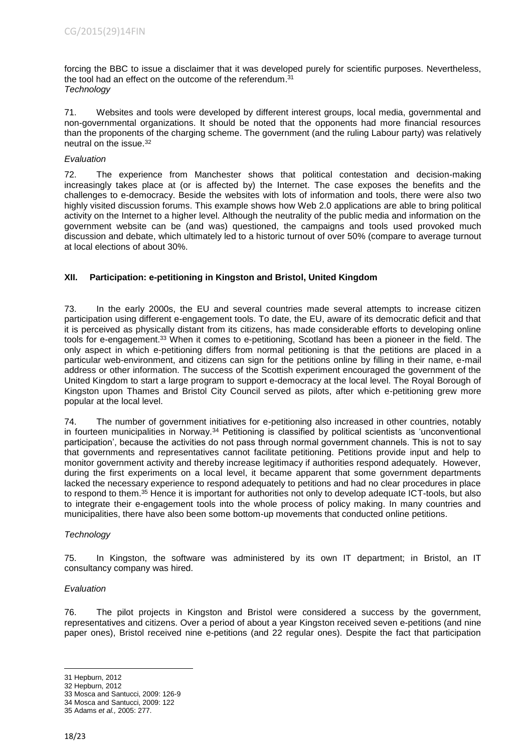forcing the BBC to issue a disclaimer that it was developed purely for scientific purposes. Nevertheless, the tool had an effect on the outcome of the referendum.[31]

*Technology*

71. Websites and tools were developed by different interest groups, local media, governmental and non-governmental organizations. It should be noted that the opponents had more financial resources than the proponents of the charging scheme. The government (and the ruling Labour party) was relatively neutral on the issue.[32]

*Evaluation*

72. The experience from Manchester shows that political contestation and decision-making increasingly takes place at (or is affected by) the Internet. The case exposes the benefits and the challenges to e-democracy. Beside the websites with lots of information and tools, there were also two highly visited discussion forums. This example shows how Web 2.0 applications are able to bring political activity on the Internet to a higher level. Although the neutrality of the public media and information on the government website can be (and was) questioned, the campaigns and tools used provoked much discussion and debate, which ultimately led to a historic turnout of over 50% (compare to average turnout at local elections of about 30%.

## XII. Participation: e-petitioning in Kingston and Bristol, United Kingdom

73. In the early 2000s, the EU and several countries made several attempts to increase citizen participation using different e-engagement tools. To date, the EU, aware of its democratic deficit and that it is perceived as physically distant from its citizens, has made considerable efforts to developing online tools for e-engagement.[33] When it comes to e-petitioning, Scotland has been a pioneer in the field. The only aspect in which e-petitioning differs from normal petitioning is that the petitions are placed in a particular web-environment, and citizens can sign for the petitions online by filling in their name, e-mail address or other information. The success of the Scottish experiment encouraged the government of the United Kingdom to start a large program to support e-democracy at the local level. The Royal Borough of Kingston upon Thames and Bristol City Council served as pilots, after which e-petitioning grew more popular at the local level.

74. The number of government initiatives for e-petitioning also increased in other countries, notably in fourteen municipalities in Norway.[34] Petitioning is classified by political scientists as 'unconventional participation', because the activities do not pass through normal government channels. This is not to say that governments and representatives cannot facilitate petitioning. Petitions provide input and help to monitor government activity and thereby increase legitimacy if authorities respond adequately. However, during the first experiments on a local level, it became apparent that some government departments lacked the necessary experience to respond adequately to petitions and had no clear procedures in place to respond to them.[35] Hence it is important for authorities not only to develop adequate ICT-tools, but also to integrate their e-engagement tools into the whole process of policy making. In many countries and municipalities, there have also been some bottom-up movements that conducted online petitions.

*Technology*

75. In Kingston, the software was administered by its own IT department; in Bristol, an IT consultancy company was hired.

*Evaluation*

76. The pilot projects in Kingston and Bristol were considered a success by the government, representatives and citizens. Over a period of about a year Kingston received seven e-petitions (and nine paper ones), Bristol received nine e-petitions (and 22 regular ones). Despite the fact that participation

---

31 Hepburn, 2012

32 Hepburn, 2012

33 Mosca and Santucci, 2009: 126-9

34 Mosca and Santucci, 2009: 122

35 Adams *et al.,* 2005: 277.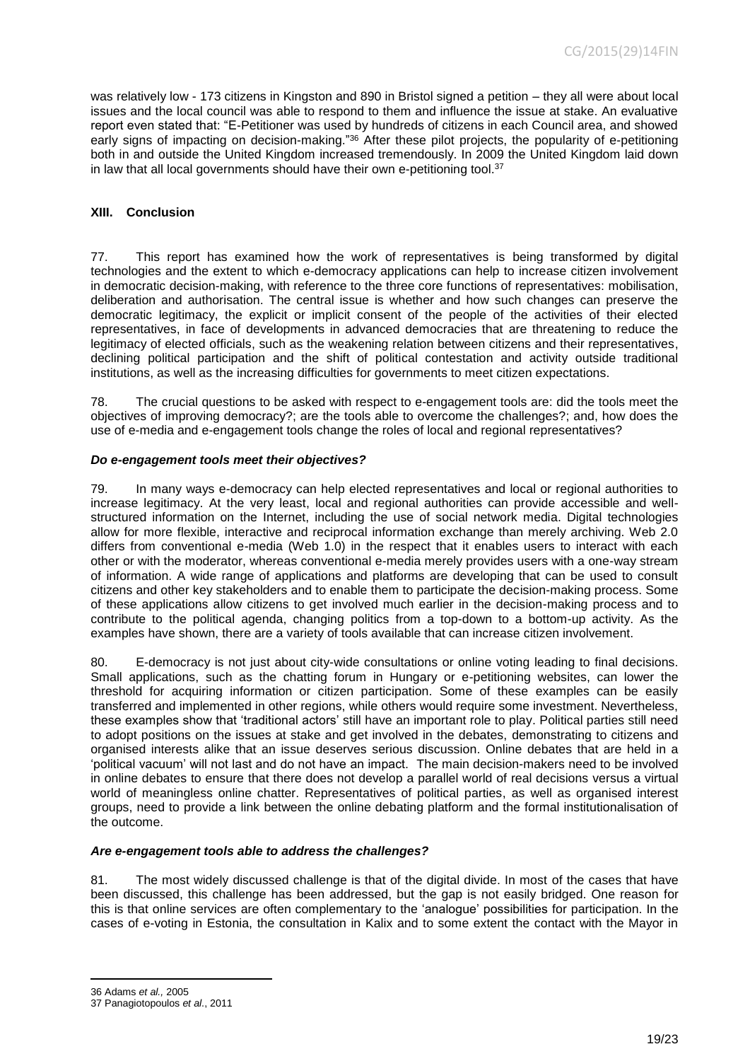was relatively low - 173 citizens in Kingston and 890 in Bristol signed a petition – they all were about local issues and the local council was able to respond to them and influence the issue at stake. An evaluative report even stated that: "E-Petitioner was used by hundreds of citizens in each Council area, and showed early signs of impacting on decision-making."[36] After these pilot projects, the popularity of e-petitioning both in and outside the United Kingdom increased tremendously. In 2009 the United Kingdom laid down in law that all local governments should have their own e-petitioning tool.[37]

## XIII. Conclusion

77. This report has examined how the work of representatives is being transformed by digital technologies and the extent to which e-democracy applications can help to increase citizen involvement in democratic decision-making, with reference to the three core functions of representatives: mobilisation, deliberation and authorisation. The central issue is whether and how such changes can preserve the democratic legitimacy, the explicit or implicit consent of the people of the activities of their elected representatives, in face of developments in advanced democracies that are threatening to reduce the legitimacy of elected officials, such as the weakening relation between citizens and their representatives, declining political participation and the shift of political contestation and activity outside traditional institutions, as well as the increasing difficulties for governments to meet citizen expectations.

78. The crucial questions to be asked with respect to e-engagement tools are: did the tools meet the objectives of improving democracy?; are the tools able to overcome the challenges?; and, how does the use of e-media and e-engagement tools change the roles of local and regional representatives?

### *Do e-engagement tools meet their objectives?*

79. In many ways e-democracy can help elected representatives and local or regional authorities to increase legitimacy. At the very least, local and regional authorities can provide accessible and well-structured information on the Internet, including the use of social network media. Digital technologies allow for more flexible, interactive and reciprocal information exchange than merely archiving. Web 2.0 differs from conventional e-media (Web 1.0) in the respect that it enables users to interact with each other or with the moderator, whereas conventional e-media merely provides users with a one-way stream of information. A wide range of applications and platforms are developing that can be used to consult citizens and other key stakeholders and to enable them to participate the decision-making process. Some of these applications allow citizens to get involved much earlier in the decision-making process and to contribute to the political agenda, changing politics from a top-down to a bottom-up activity. As the examples have shown, there are a variety of tools available that can increase citizen involvement.

80. E-democracy is not just about city-wide consultations or online voting leading to final decisions. Small applications, such as the chatting forum in Hungary or e-petitioning websites, can lower the threshold for acquiring information or citizen participation. Some of these examples can be easily transferred and implemented in other regions, while others would require some investment. Nevertheless, these examples show that 'traditional actors' still have an important role to play. Political parties still need to adopt positions on the issues at stake and get involved in the debates, demonstrating to citizens and organised interests alike that an issue deserves serious discussion. Online debates that are held in a 'political vacuum' will not last and do not have an impact. The main decision-makers need to be involved in online debates to ensure that there does not develop a parallel world of real decisions versus a virtual world of meaningless online chatter. Representatives of political parties, as well as organised interest groups, need to provide a link between the online debating platform and the formal institutionalisation of the outcome.

### *Are e-engagement tools able to address the challenges?*

81. The most widely discussed challenge is that of the digital divide. In most of the cases that have been discussed, this challenge has been addressed, but the gap is not easily bridged. One reason for this is that online services are often complementary to the 'analogue' possibilities for participation. In the cases of e-voting in Estonia, the consultation in Kalix and to some extent the contact with the Mayor in

---

[36] Adams *et al.,* 2005

[37] Panagiotopoulos *et al.*, 2011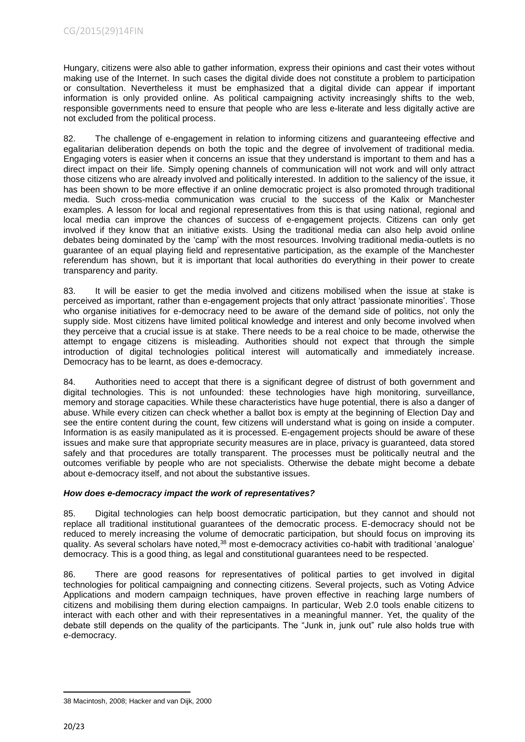Hungary, citizens were also able to gather information, express their opinions and cast their votes without making use of the Internet. In such cases the digital divide does not constitute a problem to participation or consultation. Nevertheless it must be emphasized that a digital divide can appear if important information is only provided online. As political campaigning activity increasingly shifts to the web, responsible governments need to ensure that people who are less e-literate and less digitally active are not excluded from the political process.

82. The challenge of e-engagement in relation to informing citizens and guaranteeing effective and egalitarian deliberation depends on both the topic and the degree of involvement of traditional media. Engaging voters is easier when it concerns an issue that they understand is important to them and has a direct impact on their life. Simply opening channels of communication will not work and will only attract those citizens who are already involved and politically interested. In addition to the saliency of the issue, it has been shown to be more effective if an online democratic project is also promoted through traditional media. Such cross-media communication was crucial to the success of the Kalix or Manchester examples. A lesson for local and regional representatives from this is that using national, regional and local media can improve the chances of success of e-engagement projects. Citizens can only get involved if they know that an initiative exists. Using the traditional media can also help avoid online debates being dominated by the 'camp' with the most resources. Involving traditional media-outlets is no guarantee of an equal playing field and representative participation, as the example of the Manchester referendum has shown, but it is important that local authorities do everything in their power to create transparency and parity.

83. It will be easier to get the media involved and citizens mobilised when the issue at stake is perceived as important, rather than e-engagement projects that only attract 'passionate minorities'. Those who organise initiatives for e-democracy need to be aware of the demand side of politics, not only the supply side. Most citizens have limited political knowledge and interest and only become involved when they perceive that a crucial issue is at stake. There needs to be a real choice to be made, otherwise the attempt to engage citizens is misleading. Authorities should not expect that through the simple introduction of digital technologies political interest will automatically and immediately increase. Democracy has to be learnt, as does e-democracy.

84. Authorities need to accept that there is a significant degree of distrust of both government and digital technologies. This is not unfounded: these technologies have high monitoring, surveillance, memory and storage capacities. While these characteristics have huge potential, there is also a danger of abuse. While every citizen can check whether a ballot box is empty at the beginning of Election Day and see the entire content during the count, few citizens will understand what is going on inside a computer. Information is as easily manipulated as it is processed. E-engagement projects should be aware of these issues and make sure that appropriate security measures are in place, privacy is guaranteed, data stored safely and that procedures are totally transparent. The processes must be politically neutral and the outcomes verifiable by people who are not specialists. Otherwise the debate might become a debate about e-democracy itself, and not about the substantive issues.

### *How does e-democracy impact the work of representatives?*

85. Digital technologies can help boost democratic participation, but they cannot and should not replace all traditional institutional guarantees of the democratic process. E-democracy should not be reduced to merely increasing the volume of democratic participation, but should focus on improving its quality. As several scholars have noted,[38] most e-democracy activities co-habit with traditional 'analogue' democracy. This is a good thing, as legal and constitutional guarantees need to be respected.

86. There are good reasons for representatives of political parties to get involved in digital technologies for political campaigning and connecting citizens. Several projects, such as Voting Advice Applications and modern campaign techniques, have proven effective in reaching large numbers of citizens and mobilising them during election campaigns. In particular, Web 2.0 tools enable citizens to interact with each other and with their representatives in a meaningful manner. Yet, the quality of the debate still depends on the quality of the participants. The "Junk in, junk out" rule also holds true with e-democracy.

38 Macintosh, 2008; Hacker and van Dijk, 2000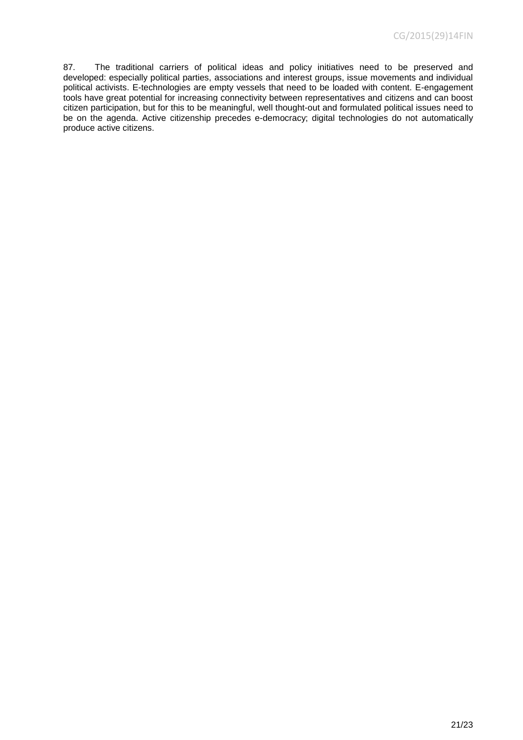87. The traditional carriers of political ideas and policy initiatives need to be preserved and developed: especially political parties, associations and interest groups, issue movements and individual political activists. E-technologies are empty vessels that need to be loaded with content. E-engagement tools have great potential for increasing connectivity between representatives and citizens and can boost citizen participation, but for this to be meaningful, well thought-out and formulated political issues need to be on the agenda. Active citizenship precedes e-democracy; digital technologies do not automatically produce active citizens.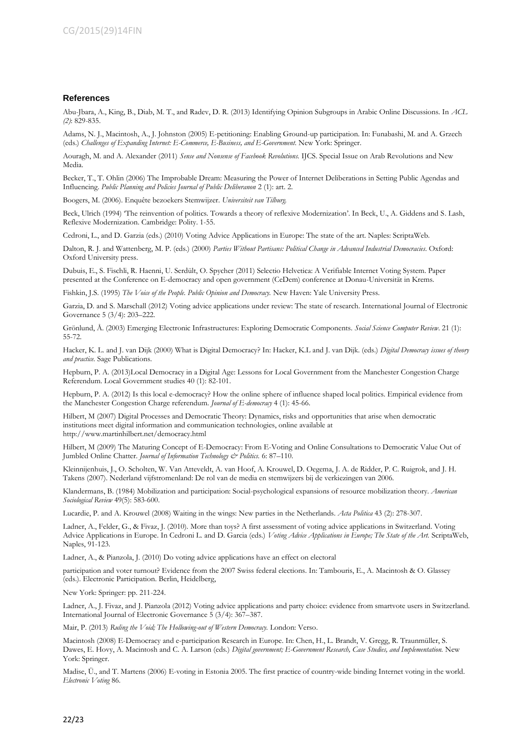## References

Abu-Jbara, A., King, B., Diab, M. T., and Radev, D. R. (2013) Identifying Opinion Subgroups in Arabic Online Discussions. In *ACL (2)*: 829-835.

Adams, N. J., Macintosh, A., J. Johnston (2005) E-petitioning: Enabling Ground-up participation. In: Funabashi, M. and A. Grzech (eds.) *Challenges of Expanding Internet: E-Commerce, E-Business, and E-Government*. New York: Springer.

Aouragh, M. and A. Alexander (2011) *Sense and Nonsense of Facebook Revolutions.* IJCS. Special Issue on Arab Revolutions and New Media.

Becker, T., T. Ohlin (2006) The Improbable Dream: Measuring the Power of Internet Deliberations in Setting Public Agendas and Influencing. *Public Planning and Policies Journal of Public Deliberanon* 2 (1): art. 2.

Boogers, M. (2006). Enquête bezoekers Stemwijzer. *Universiteit van Tilburg.*

Beck, Ulrich (1994) 'The reinvention of politics. Towards a theory of reflexive Modernization'. In Beck, U., A. Giddens and S. Lash, Reflexive Modernization. Cambridge: Polity. 1-55.

Cedroni, L., and D. Garzia (eds.) (2010) Voting Advice Applications in Europe: The state of the art. Naples: ScriptaWeb.

Dalton, R. J. and Wattenberg, M. P. (eds.) (2000) *Parties Without Partisans: Political Change in Advanced Industrial Democracies*. Oxford: Oxford University press.

Dubuis, E., S. Fischli, R. Haenni, U. Serdült, O. Spycher (2011) Selectio Helvetica: A Verifiable Internet Voting System. Paper presented at the Conference on E-democracy and open government (CeDem) conference at Donau-Universität in Krems.

Fishkin, J.S. (1995) *The Voice of the People. Public Opinion and Democracy.* New Haven: Yale University Press.

Garzia, D. and S. Marschall (2012) Voting advice applications under review: The state of research. International Journal of Electronic Governance 5 (3/4): 203–222.

Grönlund, Å. (2003) Emerging Electronic Infrastructures: Exploring Democratic Components. *Social Science Computer Review*. 21 (1): 55-72.

Hacker, K. L. and J. van Dijk (2000) What is Digital Democracy? In: Hacker, K.L and J. van Dijk. (eds.) *Digital Democracy issues of theory and practice.* Sage Publications.

Hepburn, P. A. (2013)Local Democracy in a Digital Age: Lessons for Local Government from the Manchester Congestion Charge Referendum. Local Government studies 40 (1): 82-101.

Hepburn, P. A. (2012) Is this local e-democracy? How the online sphere of influence shaped local politics. Empirical evidence from the Manchester Congestion Charge referendum. *Journal of E-democracy* 4 (1): 45-66.

Hilbert, M (2007) Digital Processes and Democratic Theory: Dynamics, risks and opportunities that arise when democratic institutions meet digital information and communication technologies, online available at http://www.martinhilbert.net/democracy.html

Hilbert, M (2009) The Maturing Concept of E-Democracy: From E-Voting and Online Consultations to Democratic Value Out of Jumbled Online Chatter. *Journal of Information Technology & Politics*. 6: 87–110.

Kleinnijenhuis, J., O. Scholten, W. Van Atteveldt, A. van Hoof, A. Krouwel, D. Oegema, J. A. de Ridder, P. C. Ruigrok, and J. H. Takens (2007). Nederland vijfstromenland: De rol van de media en stemwijzers bij de verkiezingen van 2006.

Klandermans, B. (1984) Mobilization and participation: Social-psychological expansions of resource mobilization theory. *American Sociological Review* 49(5): 583-600.

Lucardie, P. and A. Krouwel (2008) Waiting in the wings: New parties in the Netherlands. *Acta Politica* 43 (2): 278-307.

Ladner, A., Felder, G., & Fivaz, J. (2010). More than toys? A first assessment of voting advice applications in Switzerland. Voting Advice Applications in Europe. In Cedroni L. and D. Garcia (eds.) *Voting Advice Applications in Europe; The State of the Art.* ScriptaWeb, Naples, 91-123.

Ladner, A., & Pianzola, J. (2010) Do voting advice applications have an effect on electoral

participation and voter turnout? Evidence from the 2007 Swiss federal elections. In: Tambouris, E., A. Macintosh & O. Glassey (eds.). Electronic Participation. Berlin, Heidelberg,

New York: Springer: pp. 211-224.

Ladner, A., J. Fivaz, and J. Pianzola (2012) Voting advice applications and party choice: evidence from smartvote users in Switzerland. International Journal of Electronic Governance 5 (3/4): 367–387.

Mair, P. (2013) *Ruling the Void; The Hollowing-out of Western Democracy.* London: Verso.

Macintosh (2008) E-Democracy and e-participation Research in Europe. In: Chen, H., L. Brandt, V. Gregg, R. Traunmüller, S. Dawes, E. Hovy, A. Macintosh and C. A. Larson (eds.) *Digital government; E-Government Research, Case Studies, and Implementation.* New York: Springer.

Madise, Ü., and T. Martens (2006) E-voting in Estonia 2005. The first practice of country-wide binding Internet voting in the world. *Electronic Voting* 86.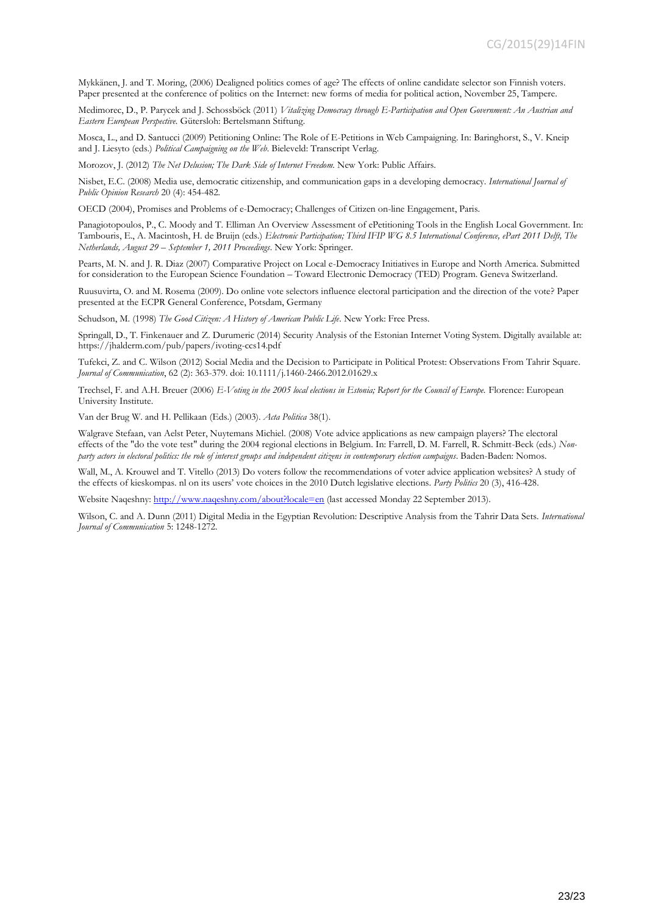Mykkänen, J. and T. Moring, (2006) Dealigned politics comes of age? The effects of online candidate selector son Finnish voters. Paper presented at the conference of politics on the Internet: new forms of media for political action, November 25, Tampere.

Medimorec, D., P. Parycek and J. Schossböck (2011) *Vitalizing Democracy through E-Participation and Open Government: An Austrian and Eastern European Perspective.* Gütersloh: Bertelsmann Stiftung.

Mosca, L., and D. Santucci (2009) Petitioning Online: The Role of E-Petitions in Web Campaigning. In: Baringhorst, S., V. Kneip and J. Liesyto (eds.) *Political Campaigning on the Web.* Bieleveld: Transcript Verlag.

Morozov, J. (2012) *The Net Delusion; The Dark Side of Internet Freedom.* New York: Public Affairs.

Nisbet, E.C. (2008) Media use, democratic citizenship, and communication gaps in a developing democracy. *International Journal of Public Opinion Research* 20 (4): 454-482.

OECD (2004), Promises and Problems of e-Democracy; Challenges of Citizen on-line Engagement, Paris.

Panagiotopoulos, P., C. Moody and T. Elliman An Overview Assessment of ePetitioning Tools in the English Local Government. In: Tambouris, E., A. Macintosh, H. de Bruijn (eds.) *Electronic Participation; Third IFIP WG 8.5 International Conference, ePart 2011 Delft, The Netherlands, August 29 – September 1, 2011 Proceedings*. New York: Springer.

Pearts, M. N. and J. R. Diaz (2007) Comparative Project on Local e-Democracy Initiatives in Europe and North America. Submitted for consideration to the European Science Foundation – Toward Electronic Democracy (TED) Program. Geneva Switzerland.

Ruusuvirta, O. and M. Rosema (2009). Do online vote selectors influence electoral participation and the direction of the vote? Paper presented at the ECPR General Conference, Potsdam, Germany

Schudson, M. (1998) *The Good Citizen: A History of American Public Life*. New York: Free Press.

Springall, D., T. Finkenauer and Z. Durumeric (2014) Security Analysis of the Estonian Internet Voting System. Digitally available at: https://jhalderm.com/pub/papers/ivoting-ccs14.pdf

Tufekci, Z. and C. Wilson (2012) Social Media and the Decision to Participate in Political Protest: Observations From Tahrir Square. *Journal of Communication*, 62 (2): 363-379. doi: 10.1111/j.1460-2466.2012.01629.x

Trechsel, F. and A.H. Breuer (2006) *E-Voting in the 2005 local elections in Estonia; Report for the Council of Europe.* Florence: European University Institute.

Van der Brug W. and H. Pellikaan (Eds.) (2003). *Acta Politica* 38(1).

Walgrave Stefaan, van Aelst Peter, Nuytemans Michiel. (2008) Vote advice applications as new campaign players? The electoral effects of the "do the vote test" during the 2004 regional elections in Belgium. In: Farrell, D. M. Farrell, R. Schmitt-Beck (eds.) *Non-party actors in electoral politics: the role of interest groups and independent citizens in contemporary election campaigns*. Baden-Baden: Nomos.

Wall, M., A. Krouwel and T. Vitello (2013) Do voters follow the recommendations of voter advice application websites? A study of the effects of kieskompas. nl on its users' vote choices in the 2010 Dutch legislative elections. *Party Politics* 20 (3), 416-428.

Website Naqeshny: http://www.naqeshny.com/about?locale=en (last accessed Monday 22 September 2013).

Wilson, C. and A. Dunn (2011) Digital Media in the Egyptian Revolution: Descriptive Analysis from the Tahrir Data Sets. *International Journal of Communication* 5: 1248-1272.